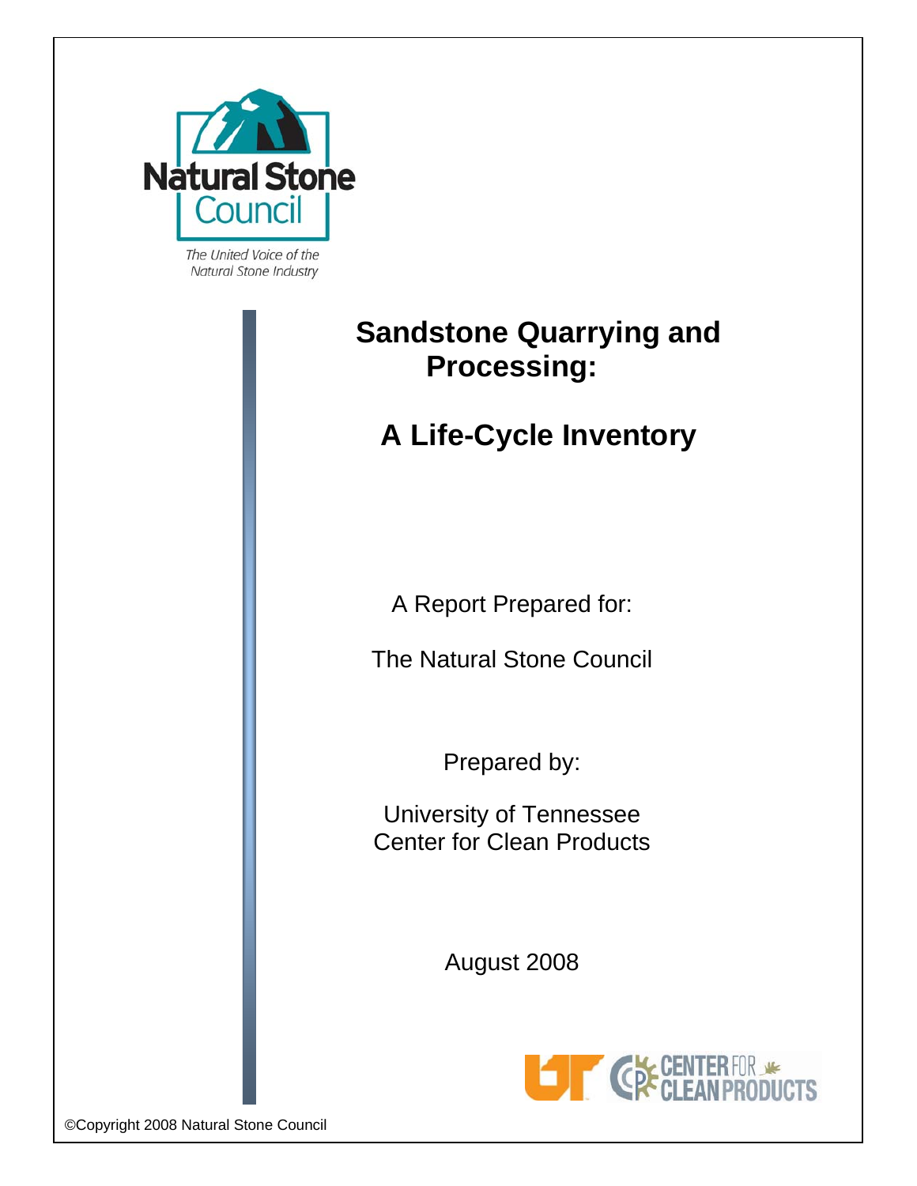Natural Stone Council

*The United Voice of the Natural Stone Industry*

# Sandstone Quarrying and Processing:

# A Life-Cycle Inventory

A Report Prepared for:

The Natural Stone Council

Prepared by:

University of Tennessee
Center for Clean Products

August 2008

©Copyright 2008 Natural Stone Council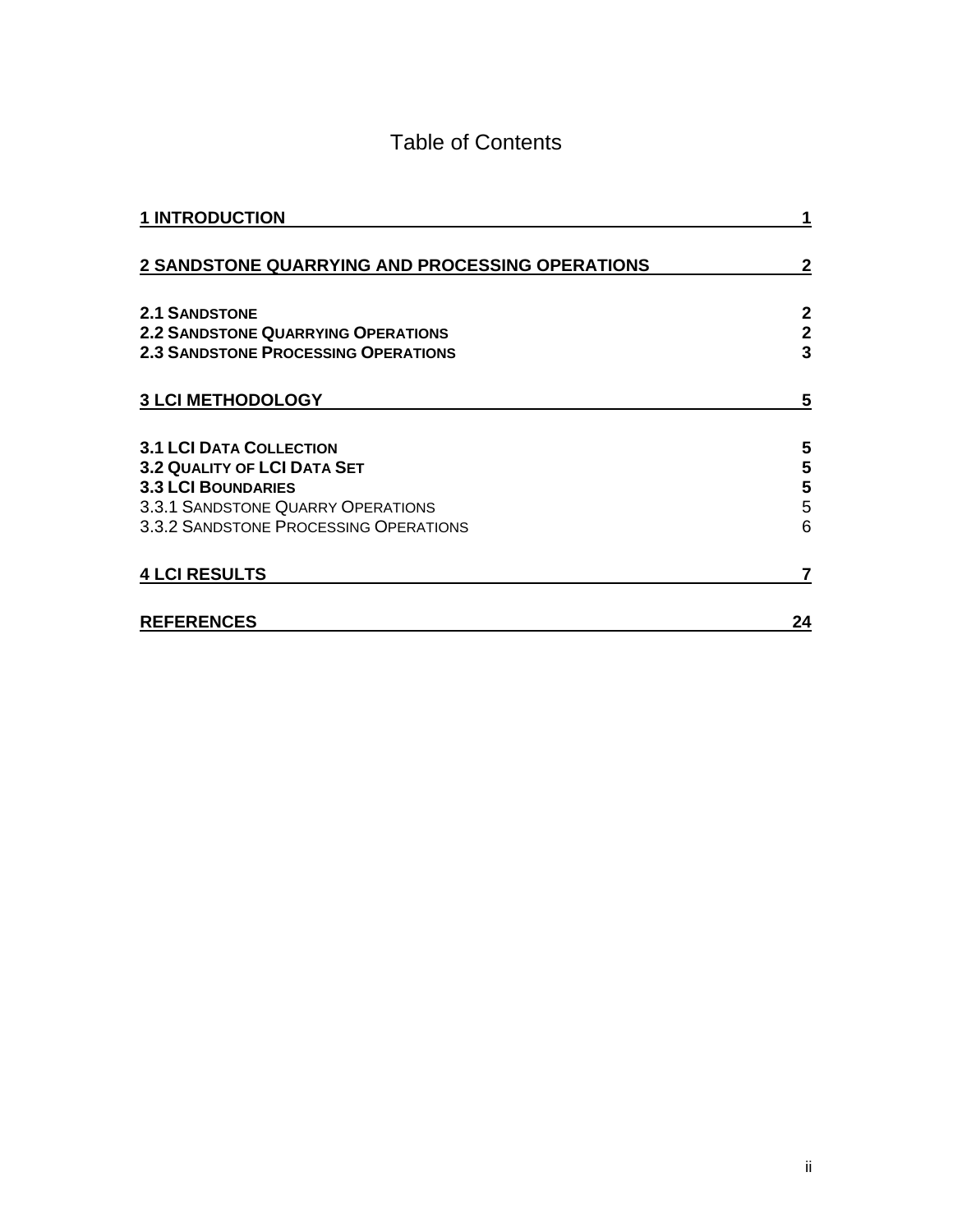# Table of Contents

| | |
|---|---|
| **1 INTRODUCTION** | **1** |
| **2 SANDSTONE QUARRYING AND PROCESSING OPERATIONS** | **2** |
| **2.1 SANDSTONE** | **2** |
| **2.2 SANDSTONE QUARRYING OPERATIONS** | **2** |
| **2.3 SANDSTONE PROCESSING OPERATIONS** | **3** |
| **3 LCI METHODOLOGY** | **5** |
| **3.1 LCI DATA COLLECTION** | **5** |
| **3.2 QUALITY OF LCI DATA SET** | **5** |
| **3.3 LCI BOUNDARIES** | **5** |
| 3.3.1 SANDSTONE QUARRY OPERATIONS | 5 |
| 3.3.2 SANDSTONE PROCESSING OPERATIONS | 6 |
| **4 LCI RESULTS** | **7** |
| **REFERENCES** | **24** |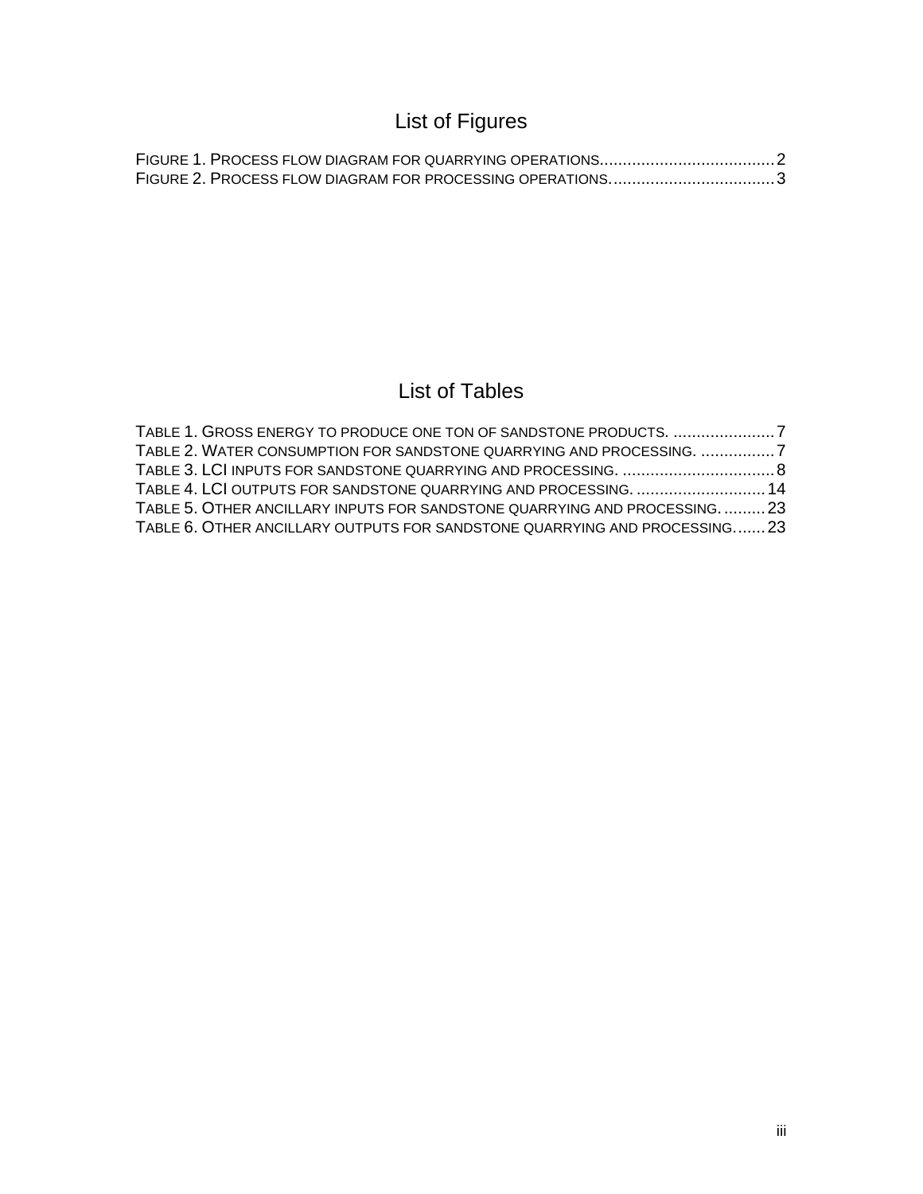# List of Figures

FIGURE 1. PROCESS FLOW DIAGRAM FOR QUARRYING OPERATIONS. .......................................... 2
FIGURE 2. PROCESS FLOW DIAGRAM FOR PROCESSING OPERATIONS. ........................................ 3

# List of Tables

TABLE 1. GROSS ENERGY TO PRODUCE ONE TON OF SANDSTONE PRODUCTS. ...................... 7
TABLE 2. WATER CONSUMPTION FOR SANDSTONE QUARRYING AND PROCESSING. ................ 7
TABLE 3. LCI INPUTS FOR SANDSTONE QUARRYING AND PROCESSING. ................................. 8
TABLE 4. LCI OUTPUTS FOR SANDSTONE QUARRYING AND PROCESSING. ............................ 14
TABLE 5. OTHER ANCILLARY INPUTS FOR SANDSTONE QUARRYING AND PROCESSING. .......... 23
TABLE 6. OTHER ANCILLARY OUTPUTS FOR SANDSTONE QUARRYING AND PROCESSING. ....... 23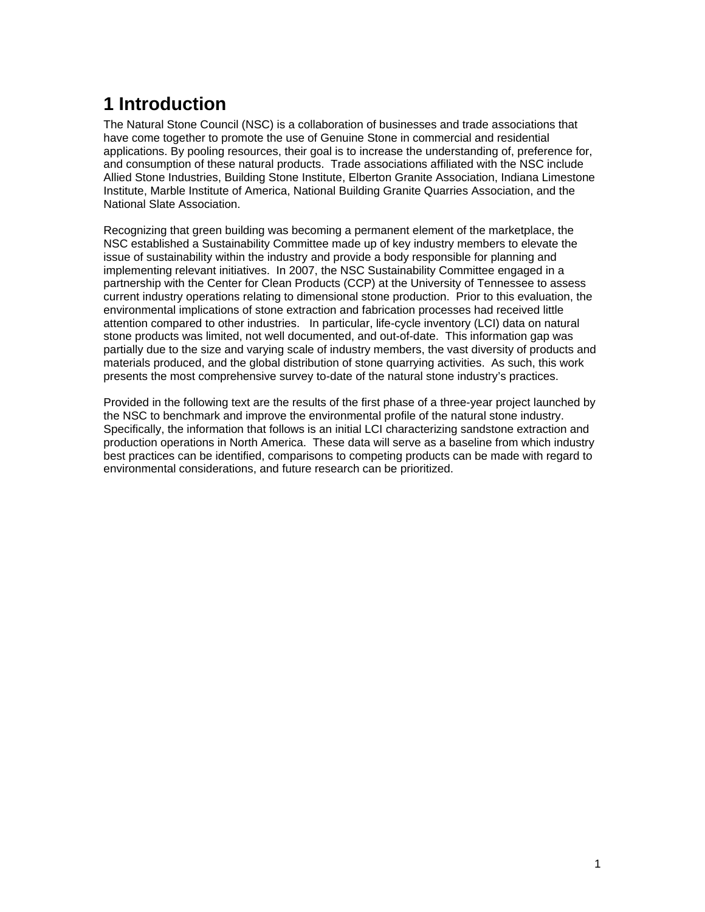# 1 Introduction

The Natural Stone Council (NSC) is a collaboration of businesses and trade associations that have come together to promote the use of Genuine Stone in commercial and residential applications. By pooling resources, their goal is to increase the understanding of, preference for, and consumption of these natural products. Trade associations affiliated with the NSC include Allied Stone Industries, Building Stone Institute, Elberton Granite Association, Indiana Limestone Institute, Marble Institute of America, National Building Granite Quarries Association, and the National Slate Association.

Recognizing that green building was becoming a permanent element of the marketplace, the NSC established a Sustainability Committee made up of key industry members to elevate the issue of sustainability within the industry and provide a body responsible for planning and implementing relevant initiatives. In 2007, the NSC Sustainability Committee engaged in a partnership with the Center for Clean Products (CCP) at the University of Tennessee to assess current industry operations relating to dimensional stone production. Prior to this evaluation, the environmental implications of stone extraction and fabrication processes had received little attention compared to other industries. In particular, life-cycle inventory (LCI) data on natural stone products was limited, not well documented, and out-of-date. This information gap was partially due to the size and varying scale of industry members, the vast diversity of products and materials produced, and the global distribution of stone quarrying activities. As such, this work presents the most comprehensive survey to-date of the natural stone industry's practices.

Provided in the following text are the results of the first phase of a three-year project launched by the NSC to benchmark and improve the environmental profile of the natural stone industry. Specifically, the information that follows is an initial LCI characterizing sandstone extraction and production operations in North America. These data will serve as a baseline from which industry best practices can be identified, comparisons to competing products can be made with regard to environmental considerations, and future research can be prioritized.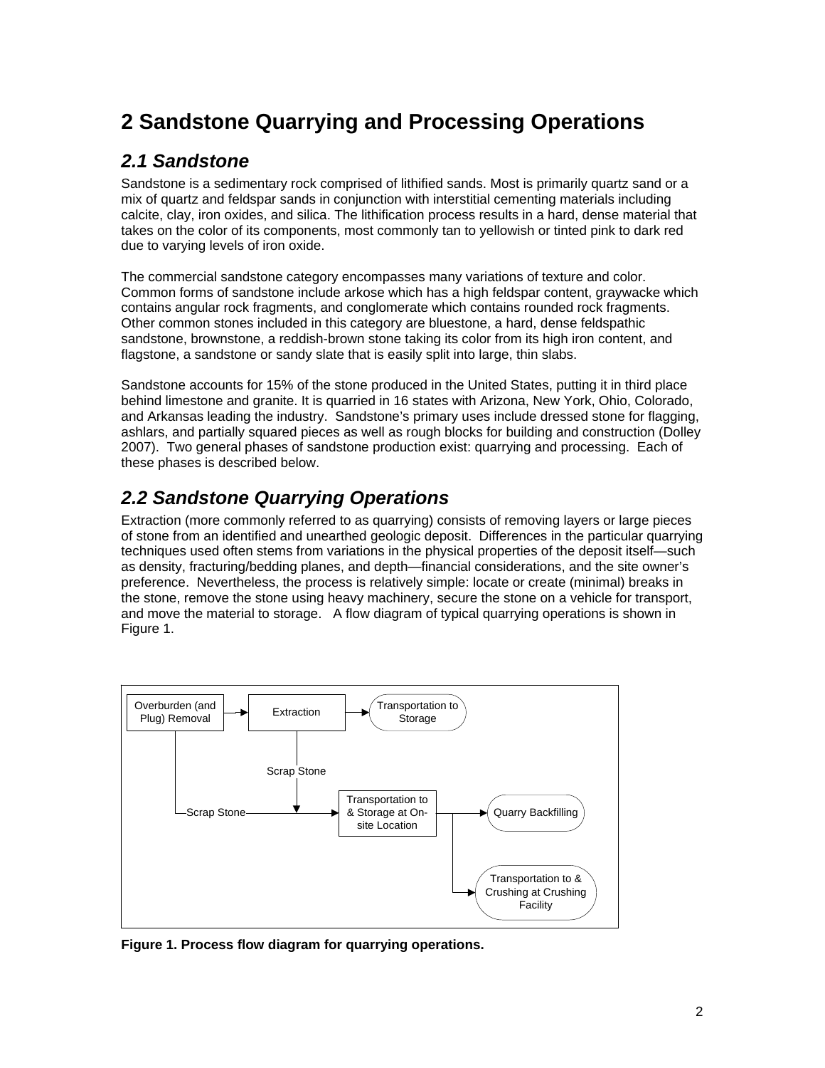# 2 Sandstone Quarrying and Processing Operations

## 2.1 Sandstone

Sandstone is a sedimentary rock comprised of lithified sands. Most is primarily quartz sand or a mix of quartz and feldspar sands in conjunction with interstitial cementing materials including calcite, clay, iron oxides, and silica. The lithification process results in a hard, dense material that takes on the color of its components, most commonly tan to yellowish or tinted pink to dark red due to varying levels of iron oxide.

The commercial sandstone category encompasses many variations of texture and color. Common forms of sandstone include arkose which has a high feldspar content, graywacke which contains angular rock fragments, and conglomerate which contains rounded rock fragments. Other common stones included in this category are bluestone, a hard, dense feldspathic sandstone, brownstone, a reddish-brown stone taking its color from its high iron content, and flagstone, a sandstone or sandy slate that is easily split into large, thin slabs.

Sandstone accounts for 15% of the stone produced in the United States, putting it in third place behind limestone and granite. It is quarried in 16 states with Arizona, New York, Ohio, Colorado, and Arkansas leading the industry. Sandstone's primary uses include dressed stone for flagging, ashlars, and partially squared pieces as well as rough blocks for building and construction (Dolley 2007). Two general phases of sandstone production exist: quarrying and processing. Each of these phases is described below.

## 2.2 Sandstone Quarrying Operations

Extraction (more commonly referred to as quarrying) consists of removing layers or large pieces of stone from an identified and unearthed geologic deposit. Differences in the particular quarrying techniques used often stems from variations in the physical properties of the deposit itself—such as density, fracturing/bedding planes, and depth—financial considerations, and the site owner's preference. Nevertheless, the process is relatively simple: locate or create (minimal) breaks in the stone, remove the stone using heavy machinery, secure the stone on a vehicle for transport, and move the material to storage. A flow diagram of typical quarrying operations is shown in Figure 1.

**Figure 1. Process flow diagram for quarrying operations.**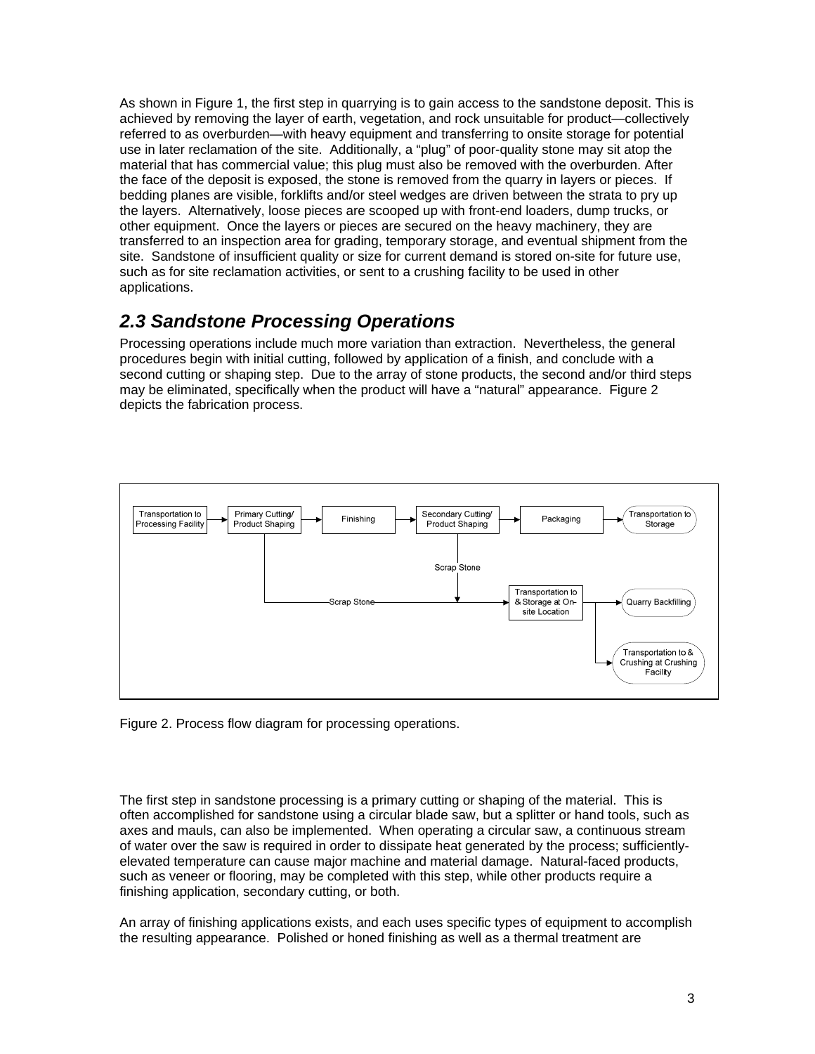As shown in Figure 1, the first step in quarrying is to gain access to the sandstone deposit. This is achieved by removing the layer of earth, vegetation, and rock unsuitable for product—collectively referred to as overburden—with heavy equipment and transferring to onsite storage for potential use in later reclamation of the site. Additionally, a "plug" of poor-quality stone may sit atop the material that has commercial value; this plug must also be removed with the overburden. After the face of the deposit is exposed, the stone is removed from the quarry in layers or pieces. If bedding planes are visible, forklifts and/or steel wedges are driven between the strata to pry up the layers. Alternatively, loose pieces are scooped up with front-end loaders, dump trucks, or other equipment. Once the layers or pieces are secured on the heavy machinery, they are transferred to an inspection area for grading, temporary storage, and eventual shipment from the site. Sandstone of insufficient quality or size for current demand is stored on-site for future use, such as for site reclamation activities, or sent to a crushing facility to be used in other applications.

## *2.3 Sandstone Processing Operations*

Processing operations include much more variation than extraction. Nevertheless, the general procedures begin with initial cutting, followed by application of a finish, and conclude with a second cutting or shaping step. Due to the array of stone products, the second and/or third steps may be eliminated, specifically when the product will have a "natural" appearance. Figure 2 depicts the fabrication process.

```
Transportation to Processing Facility -> Primary Cutting/Product Shaping -> Finishing -> Secondary Cutting/Product Shaping -> Packaging -> Transportation to Storage

Primary Cutting/Product Shaping --Scrap Stone--> Transportation to & Storage at On-site Location
Secondary Cutting/Product Shaping --Scrap Stone--> Transportation to & Storage at On-site Location

Transportation to & Storage at On-site Location -> Quarry Backfilling
Transportation to & Storage at On-site Location -> Transportation to & Crushing at Crushing Facility
```

Figure 2. Process flow diagram for processing operations.

The first step in sandstone processing is a primary cutting or shaping of the material. This is often accomplished for sandstone using a circular blade saw, but a splitter or hand tools, such as axes and mauls, can also be implemented. When operating a circular saw, a continuous stream of water over the saw is required in order to dissipate heat generated by the process; sufficiently-elevated temperature can cause major machine and material damage. Natural-faced products, such as veneer or flooring, may be completed with this step, while other products require a finishing application, secondary cutting, or both.

An array of finishing applications exists, and each uses specific types of equipment to accomplish the resulting appearance. Polished or honed finishing as well as a thermal treatment are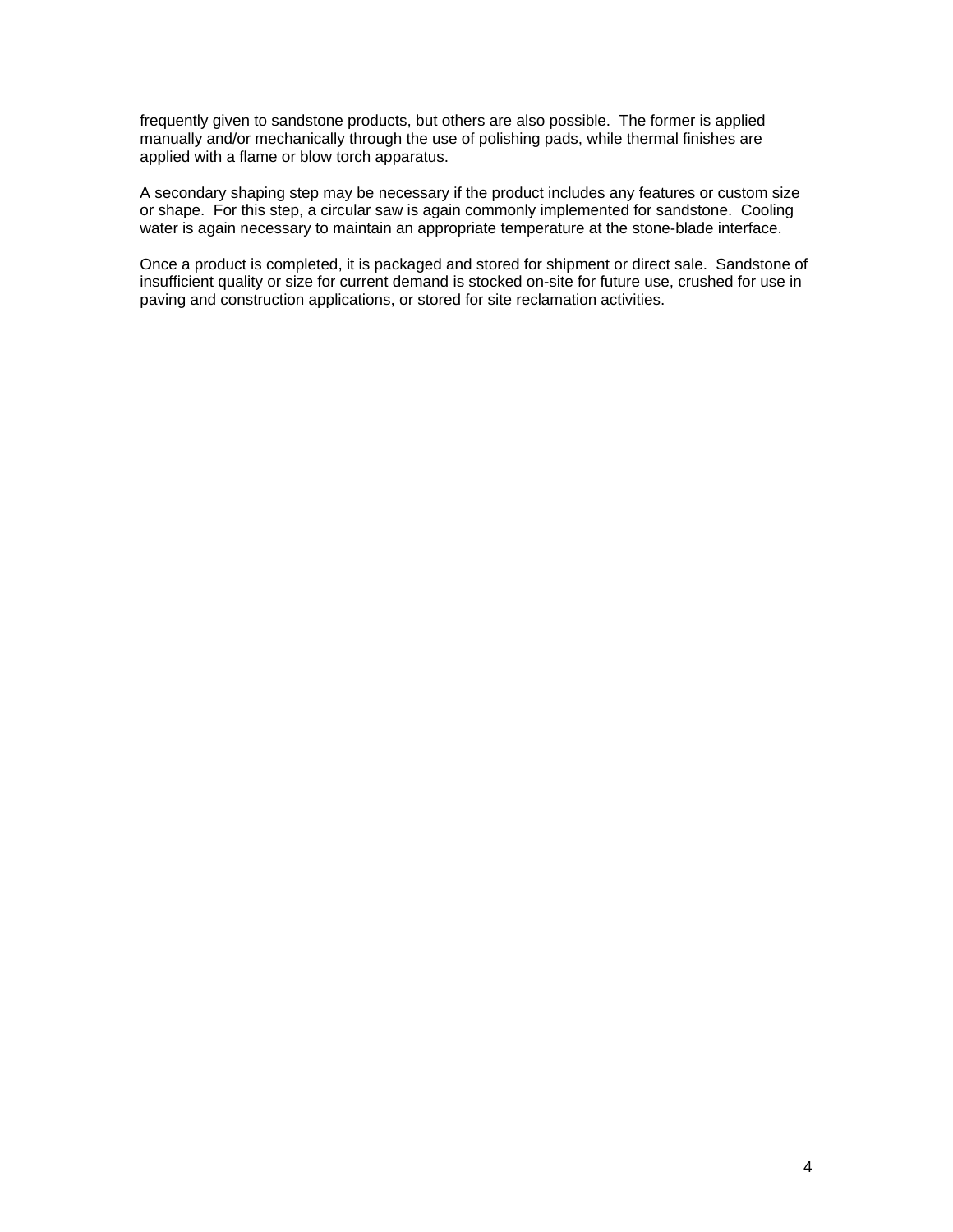frequently given to sandstone products, but others are also possible. The former is applied manually and/or mechanically through the use of polishing pads, while thermal finishes are applied with a flame or blow torch apparatus.

A secondary shaping step may be necessary if the product includes any features or custom size or shape. For this step, a circular saw is again commonly implemented for sandstone. Cooling water is again necessary to maintain an appropriate temperature at the stone-blade interface.

Once a product is completed, it is packaged and stored for shipment or direct sale. Sandstone of insufficient quality or size for current demand is stocked on-site for future use, crushed for use in paving and construction applications, or stored for site reclamation activities.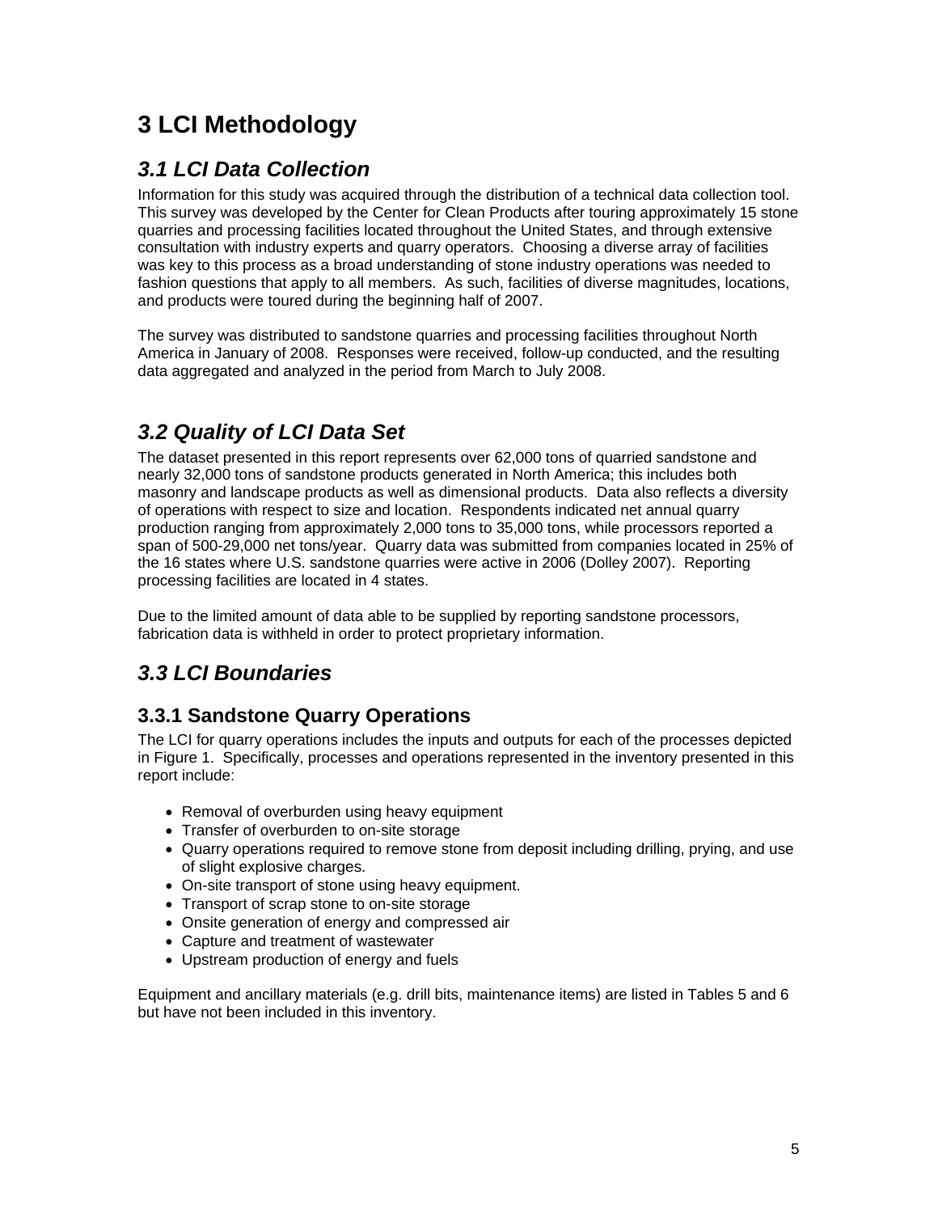# 3 LCI Methodology

## *3.1 LCI Data Collection*

Information for this study was acquired through the distribution of a technical data collection tool. This survey was developed by the Center for Clean Products after touring approximately 15 stone quarries and processing facilities located throughout the United States, and through extensive consultation with industry experts and quarry operators. Choosing a diverse array of facilities was key to this process as a broad understanding of stone industry operations was needed to fashion questions that apply to all members. As such, facilities of diverse magnitudes, locations, and products were toured during the beginning half of 2007.

The survey was distributed to sandstone quarries and processing facilities throughout North America in January of 2008. Responses were received, follow-up conducted, and the resulting data aggregated and analyzed in the period from March to July 2008.

## *3.2 Quality of LCI Data Set*

The dataset presented in this report represents over 62,000 tons of quarried sandstone and nearly 32,000 tons of sandstone products generated in North America; this includes both masonry and landscape products as well as dimensional products. Data also reflects a diversity of operations with respect to size and location. Respondents indicated net annual quarry production ranging from approximately 2,000 tons to 35,000 tons, while processors reported a span of 500-29,000 net tons/year. Quarry data was submitted from companies located in 25% of the 16 states where U.S. sandstone quarries were active in 2006 (Dolley 2007). Reporting processing facilities are located in 4 states.

Due to the limited amount of data able to be supplied by reporting sandstone processors, fabrication data is withheld in order to protect proprietary information.

## *3.3 LCI Boundaries*

### 3.3.1 Sandstone Quarry Operations

The LCI for quarry operations includes the inputs and outputs for each of the processes depicted in Figure 1. Specifically, processes and operations represented in the inventory presented in this report include:

- Removal of overburden using heavy equipment
- Transfer of overburden to on-site storage
- Quarry operations required to remove stone from deposit including drilling, prying, and use of slight explosive charges.
- On-site transport of stone using heavy equipment.
- Transport of scrap stone to on-site storage
- Onsite generation of energy and compressed air
- Capture and treatment of wastewater
- Upstream production of energy and fuels

Equipment and ancillary materials (e.g. drill bits, maintenance items) are listed in Tables 5 and 6 but have not been included in this inventory.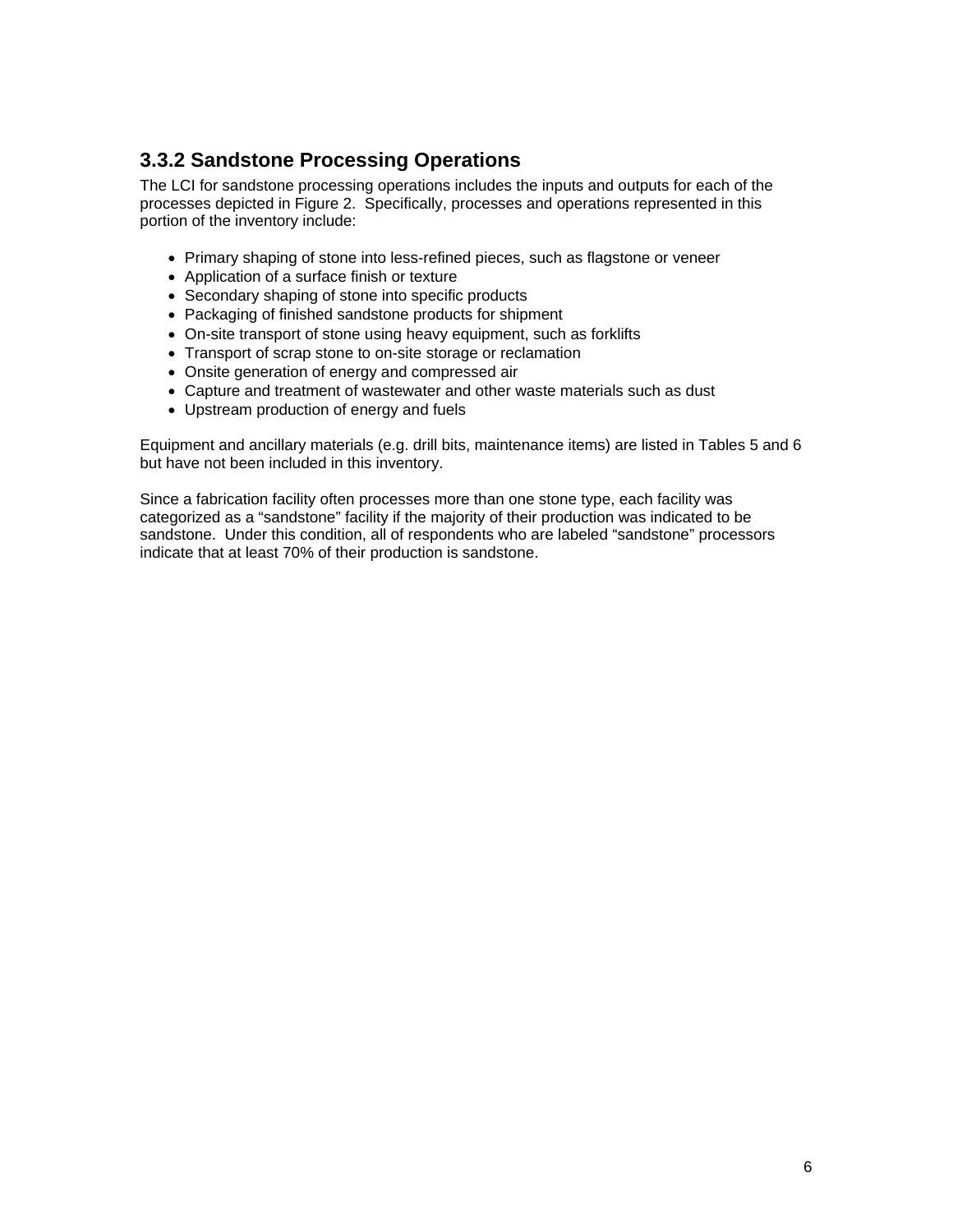### 3.3.2 Sandstone Processing Operations

The LCI for sandstone processing operations includes the inputs and outputs for each of the processes depicted in Figure 2. Specifically, processes and operations represented in this portion of the inventory include:

- Primary shaping of stone into less-refined pieces, such as flagstone or veneer
- Application of a surface finish or texture
- Secondary shaping of stone into specific products
- Packaging of finished sandstone products for shipment
- On-site transport of stone using heavy equipment, such as forklifts
- Transport of scrap stone to on-site storage or reclamation
- Onsite generation of energy and compressed air
- Capture and treatment of wastewater and other waste materials such as dust
- Upstream production of energy and fuels

Equipment and ancillary materials (e.g. drill bits, maintenance items) are listed in Tables 5 and 6 but have not been included in this inventory.

Since a fabrication facility often processes more than one stone type, each facility was categorized as a “sandstone” facility if the majority of their production was indicated to be sandstone. Under this condition, all of respondents who are labeled “sandstone” processors indicate that at least 70% of their production is sandstone.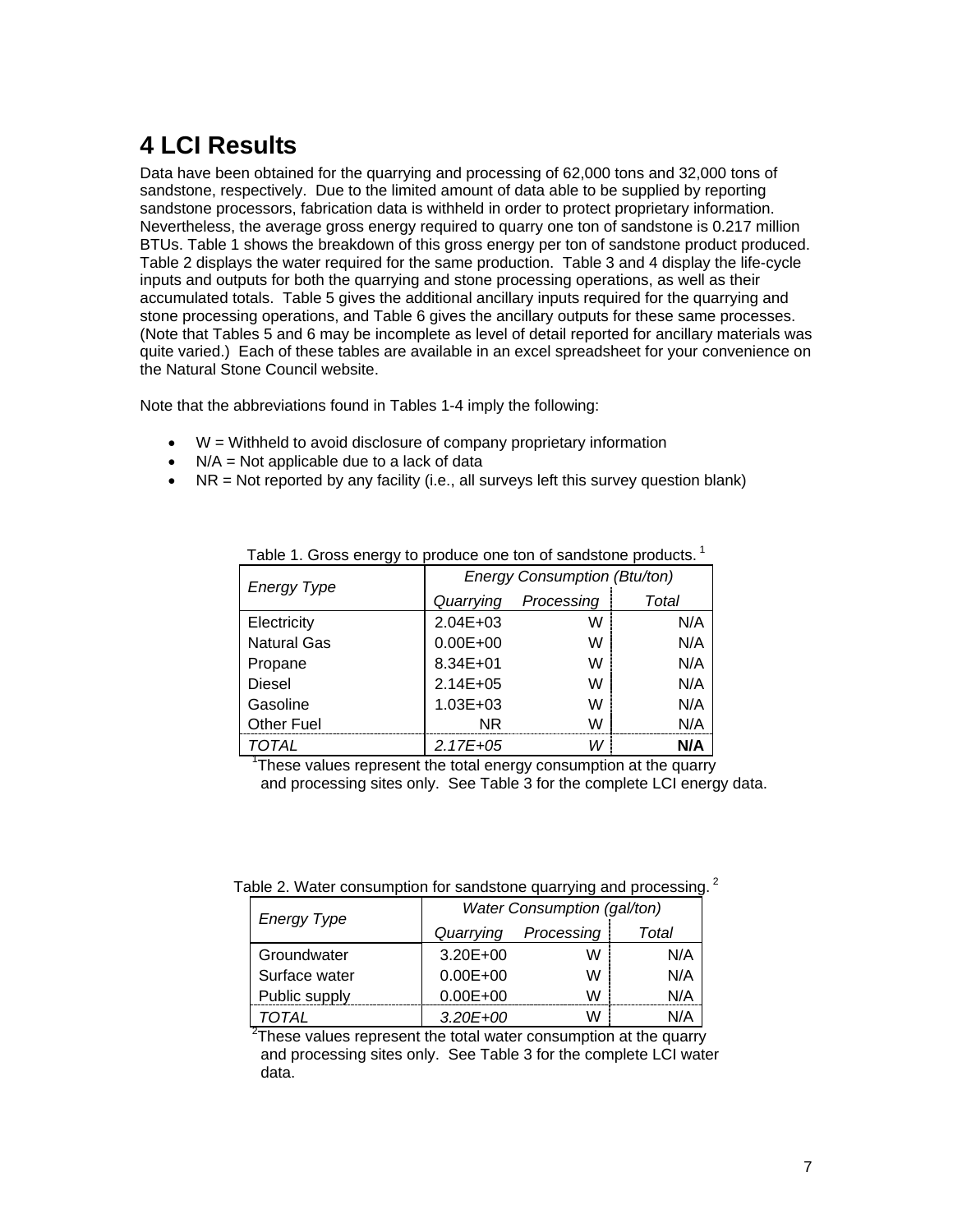# 4 LCI Results

Data have been obtained for the quarrying and processing of 62,000 tons and 32,000 tons of sandstone, respectively. Due to the limited amount of data able to be supplied by reporting sandstone processors, fabrication data is withheld in order to protect proprietary information. Nevertheless, the average gross energy required to quarry one ton of sandstone is 0.217 million BTUs. Table 1 shows the breakdown of this gross energy per ton of sandstone product produced. Table 2 displays the water required for the same production. Table 3 and 4 display the life-cycle inputs and outputs for both the quarrying and stone processing operations, as well as their accumulated totals. Table 5 gives the additional ancillary inputs required for the quarrying and stone processing operations, and Table 6 gives the ancillary outputs for these same processes. (Note that Tables 5 and 6 may be incomplete as level of detail reported for ancillary materials was quite varied.) Each of these tables are available in an excel spreadsheet for your convenience on the Natural Stone Council website.

Note that the abbreviations found in Tables 1-4 imply the following:

- W = Withheld to avoid disclosure of company proprietary information
- N/A = Not applicable due to a lack of data
- NR = Not reported by any facility (i.e., all surveys left this survey question blank)

Table 1. Gross energy to produce one ton of sandstone products. [1]

| *Energy Type* | *Energy Consumption (Btu/ton)* | | |
|---|---|---|---|
| | *Quarrying* | *Processing* | *Total* |
| Electricity | 2.04E+03 | W | N/A |
| Natural Gas | 0.00E+00 | W | N/A |
| Propane | 8.34E+01 | W | N/A |
| Diesel | 2.14E+05 | W | N/A |
| Gasoline | 1.03E+03 | W | N/A |
| Other Fuel | NR | W | N/A |
| *TOTAL* | *2.17E+05* | *W* | **N/A** |

[1]These values represent the total energy consumption at the quarry and processing sites only. See Table 3 for the complete LCI energy data.

Table 2. Water consumption for sandstone quarrying and processing. [2]

| *Energy Type* | *Water Consumption (gal/ton)* | | |
|---|---|---|---|
| | *Quarrying* | *Processing* | *Total* |
| Groundwater | 3.20E+00 | W | N/A |
| Surface water | 0.00E+00 | W | N/A |
| Public supply | 0.00E+00 | W | N/A |
| *TOTAL* | *3.20E+00* | W | N/A |

[2]These values represent the total water consumption at the quarry and processing sites only. See Table 3 for the complete LCI water data.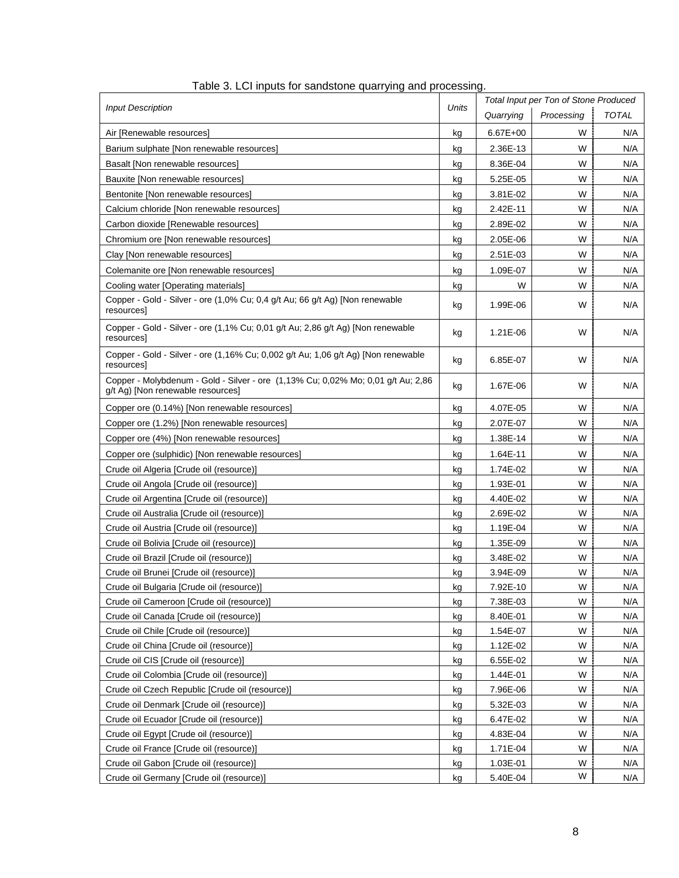Table 3. LCI inputs for sandstone quarrying and processing.

| *Input Description* | *Units* | *Total Input per Ton of Stone Produced* | | |
|---|---|---|---|---|
| | | *Quarrying* | *Processing* | *TOTAL* |
| Air [Renewable resources] | kg | 6.67E+00 | W | N/A |
| Barium sulphate [Non renewable resources] | kg | 2.36E-13 | W | N/A |
| Basalt [Non renewable resources] | kg | 8.36E-04 | W | N/A |
| Bauxite [Non renewable resources] | kg | 5.25E-05 | W | N/A |
| Bentonite [Non renewable resources] | kg | 3.81E-02 | W | N/A |
| Calcium chloride [Non renewable resources] | kg | 2.42E-11 | W | N/A |
| Carbon dioxide [Renewable resources] | kg | 2.89E-02 | W | N/A |
| Chromium ore [Non renewable resources] | kg | 2.05E-06 | W | N/A |
| Clay [Non renewable resources] | kg | 2.51E-03 | W | N/A |
| Colemanite ore [Non renewable resources] | kg | 1.09E-07 | W | N/A |
| Cooling water [Operating materials] | kg | W | W | N/A |
| Copper - Gold - Silver - ore (1,0% Cu; 0,4 g/t Au; 66 g/t Ag) [Non renewable resources] | kg | 1.99E-06 | W | N/A |
| Copper - Gold - Silver - ore (1,1% Cu; 0,01 g/t Au; 2,86 g/t Ag) [Non renewable resources] | kg | 1.21E-06 | W | N/A |
| Copper - Gold - Silver - ore (1,16% Cu; 0,002 g/t Au; 1,06 g/t Ag) [Non renewable resources] | kg | 6.85E-07 | W | N/A |
| Copper - Molybdenum - Gold - Silver - ore (1,13% Cu; 0,02% Mo; 0,01 g/t Au; 2,86 g/t Ag) [Non renewable resources] | kg | 1.67E-06 | W | N/A |
| Copper ore (0.14%) [Non renewable resources] | kg | 4.07E-05 | W | N/A |
| Copper ore (1.2%) [Non renewable resources] | kg | 2.07E-07 | W | N/A |
| Copper ore (4%) [Non renewable resources] | kg | 1.38E-14 | W | N/A |
| Copper ore (sulphidic) [Non renewable resources] | kg | 1.64E-11 | W | N/A |
| Crude oil Algeria [Crude oil (resource)] | kg | 1.74E-02 | W | N/A |
| Crude oil Angola [Crude oil (resource)] | kg | 1.93E-01 | W | N/A |
| Crude oil Argentina [Crude oil (resource)] | kg | 4.40E-02 | W | N/A |
| Crude oil Australia [Crude oil (resource)] | kg | 2.69E-02 | W | N/A |
| Crude oil Austria [Crude oil (resource)] | kg | 1.19E-04 | W | N/A |
| Crude oil Bolivia [Crude oil (resource)] | kg | 1.35E-09 | W | N/A |
| Crude oil Brazil [Crude oil (resource)] | kg | 3.48E-02 | W | N/A |
| Crude oil Brunei [Crude oil (resource)] | kg | 3.94E-09 | W | N/A |
| Crude oil Bulgaria [Crude oil (resource)] | kg | 7.92E-10 | W | N/A |
| Crude oil Cameroon [Crude oil (resource)] | kg | 7.38E-03 | W | N/A |
| Crude oil Canada [Crude oil (resource)] | kg | 8.40E-01 | W | N/A |
| Crude oil Chile [Crude oil (resource)] | kg | 1.54E-07 | W | N/A |
| Crude oil China [Crude oil (resource)] | kg | 1.12E-02 | W | N/A |
| Crude oil CIS [Crude oil (resource)] | kg | 6.55E-02 | W | N/A |
| Crude oil Colombia [Crude oil (resource)] | kg | 1.44E-01 | W | N/A |
| Crude oil Czech Republic [Crude oil (resource)] | kg | 7.96E-06 | W | N/A |
| Crude oil Denmark [Crude oil (resource)] | kg | 5.32E-03 | W | N/A |
| Crude oil Ecuador [Crude oil (resource)] | kg | 6.47E-02 | W | N/A |
| Crude oil Egypt [Crude oil (resource)] | kg | 4.83E-04 | W | N/A |
| Crude oil France [Crude oil (resource)] | kg | 1.71E-04 | W | N/A |
| Crude oil Gabon [Crude oil (resource)] | kg | 1.03E-01 | W | N/A |
| Crude oil Germany [Crude oil (resource)] | kg | 5.40E-04 | W | N/A |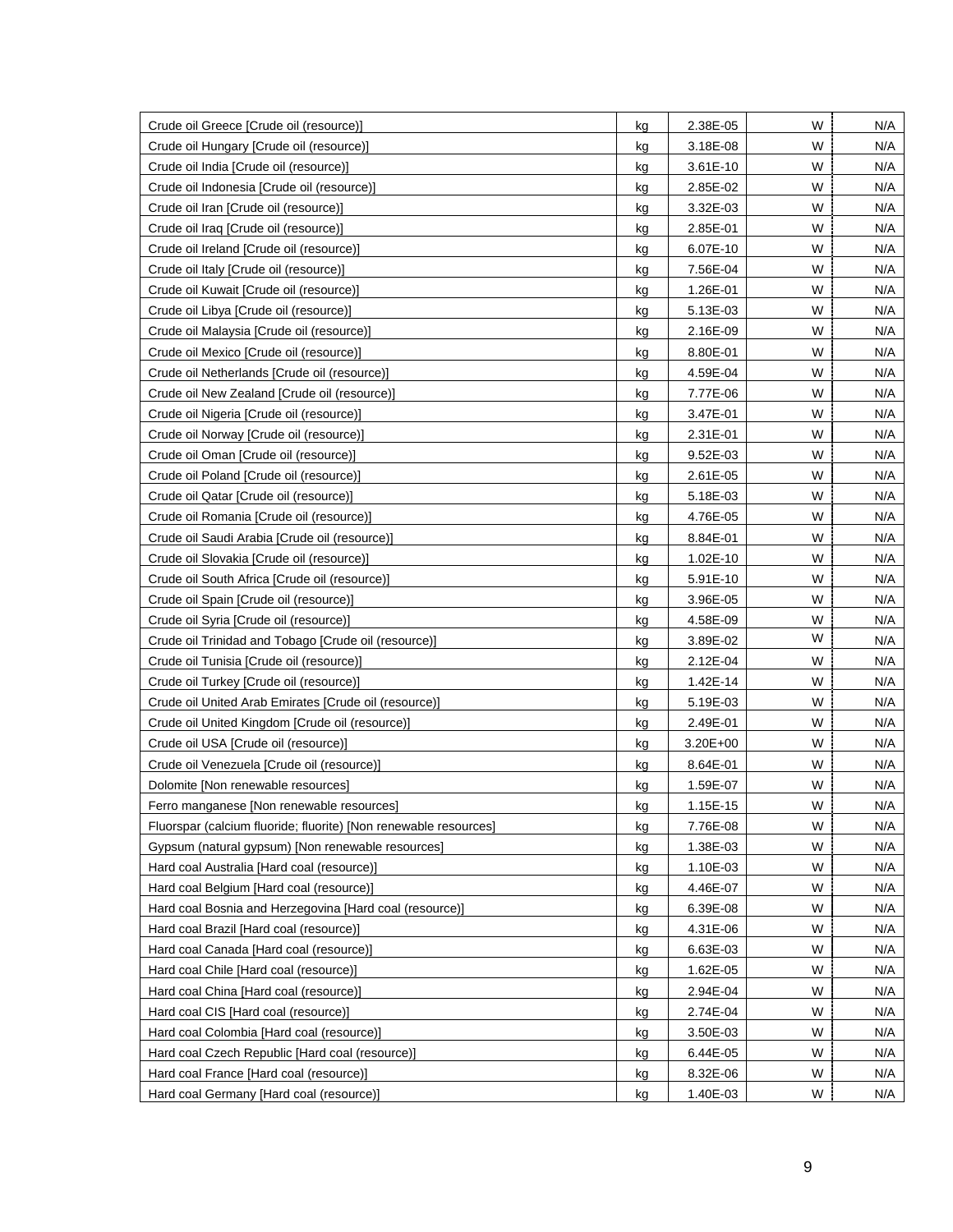| | | | | |
|---|---|---|---|---|
| Crude oil Greece [Crude oil (resource)] | kg | 2.38E-05 | W | N/A |
| Crude oil Hungary [Crude oil (resource)] | kg | 3.18E-08 | W | N/A |
| Crude oil India [Crude oil (resource)] | kg | 3.61E-10 | W | N/A |
| Crude oil Indonesia [Crude oil (resource)] | kg | 2.85E-02 | W | N/A |
| Crude oil Iran [Crude oil (resource)] | kg | 3.32E-03 | W | N/A |
| Crude oil Iraq [Crude oil (resource)] | kg | 2.85E-01 | W | N/A |
| Crude oil Ireland [Crude oil (resource)] | kg | 6.07E-10 | W | N/A |
| Crude oil Italy [Crude oil (resource)] | kg | 7.56E-04 | W | N/A |
| Crude oil Kuwait [Crude oil (resource)] | kg | 1.26E-01 | W | N/A |
| Crude oil Libya [Crude oil (resource)] | kg | 5.13E-03 | W | N/A |
| Crude oil Malaysia [Crude oil (resource)] | kg | 2.16E-09 | W | N/A |
| Crude oil Mexico [Crude oil (resource)] | kg | 8.80E-01 | W | N/A |
| Crude oil Netherlands [Crude oil (resource)] | kg | 4.59E-04 | W | N/A |
| Crude oil New Zealand [Crude oil (resource)] | kg | 7.77E-06 | W | N/A |
| Crude oil Nigeria [Crude oil (resource)] | kg | 3.47E-01 | W | N/A |
| Crude oil Norway [Crude oil (resource)] | kg | 2.31E-01 | W | N/A |
| Crude oil Oman [Crude oil (resource)] | kg | 9.52E-03 | W | N/A |
| Crude oil Poland [Crude oil (resource)] | kg | 2.61E-05 | W | N/A |
| Crude oil Qatar [Crude oil (resource)] | kg | 5.18E-03 | W | N/A |
| Crude oil Romania [Crude oil (resource)] | kg | 4.76E-05 | W | N/A |
| Crude oil Saudi Arabia [Crude oil (resource)] | kg | 8.84E-01 | W | N/A |
| Crude oil Slovakia [Crude oil (resource)] | kg | 1.02E-10 | W | N/A |
| Crude oil South Africa [Crude oil (resource)] | kg | 5.91E-10 | W | N/A |
| Crude oil Spain [Crude oil (resource)] | kg | 3.96E-05 | W | N/A |
| Crude oil Syria [Crude oil (resource)] | kg | 4.58E-09 | W | N/A |
| Crude oil Trinidad and Tobago [Crude oil (resource)] | kg | 3.89E-02 | W | N/A |
| Crude oil Tunisia [Crude oil (resource)] | kg | 2.12E-04 | W | N/A |
| Crude oil Turkey [Crude oil (resource)] | kg | 1.42E-14 | W | N/A |
| Crude oil United Arab Emirates [Crude oil (resource)] | kg | 5.19E-03 | W | N/A |
| Crude oil United Kingdom [Crude oil (resource)] | kg | 2.49E-01 | W | N/A |
| Crude oil USA [Crude oil (resource)] | kg | 3.20E+00 | W | N/A |
| Crude oil Venezuela [Crude oil (resource)] | kg | 8.64E-01 | W | N/A |
| Dolomite [Non renewable resources] | kg | 1.59E-07 | W | N/A |
| Ferro manganese [Non renewable resources] | kg | 1.15E-15 | W | N/A |
| Fluorspar (calcium fluoride; fluorite) [Non renewable resources] | kg | 7.76E-08 | W | N/A |
| Gypsum (natural gypsum) [Non renewable resources] | kg | 1.38E-03 | W | N/A |
| Hard coal Australia [Hard coal (resource)] | kg | 1.10E-03 | W | N/A |
| Hard coal Belgium [Hard coal (resource)] | kg | 4.46E-07 | W | N/A |
| Hard coal Bosnia and Herzegovina [Hard coal (resource)] | kg | 6.39E-08 | W | N/A |
| Hard coal Brazil [Hard coal (resource)] | kg | 4.31E-06 | W | N/A |
| Hard coal Canada [Hard coal (resource)] | kg | 6.63E-03 | W | N/A |
| Hard coal Chile [Hard coal (resource)] | kg | 1.62E-05 | W | N/A |
| Hard coal China [Hard coal (resource)] | kg | 2.94E-04 | W | N/A |
| Hard coal CIS [Hard coal (resource)] | kg | 2.74E-04 | W | N/A |
| Hard coal Colombia [Hard coal (resource)] | kg | 3.50E-03 | W | N/A |
| Hard coal Czech Republic [Hard coal (resource)] | kg | 6.44E-05 | W | N/A |
| Hard coal France [Hard coal (resource)] | kg | 8.32E-06 | W | N/A |
| Hard coal Germany [Hard coal (resource)] | kg | 1.40E-03 | W | N/A |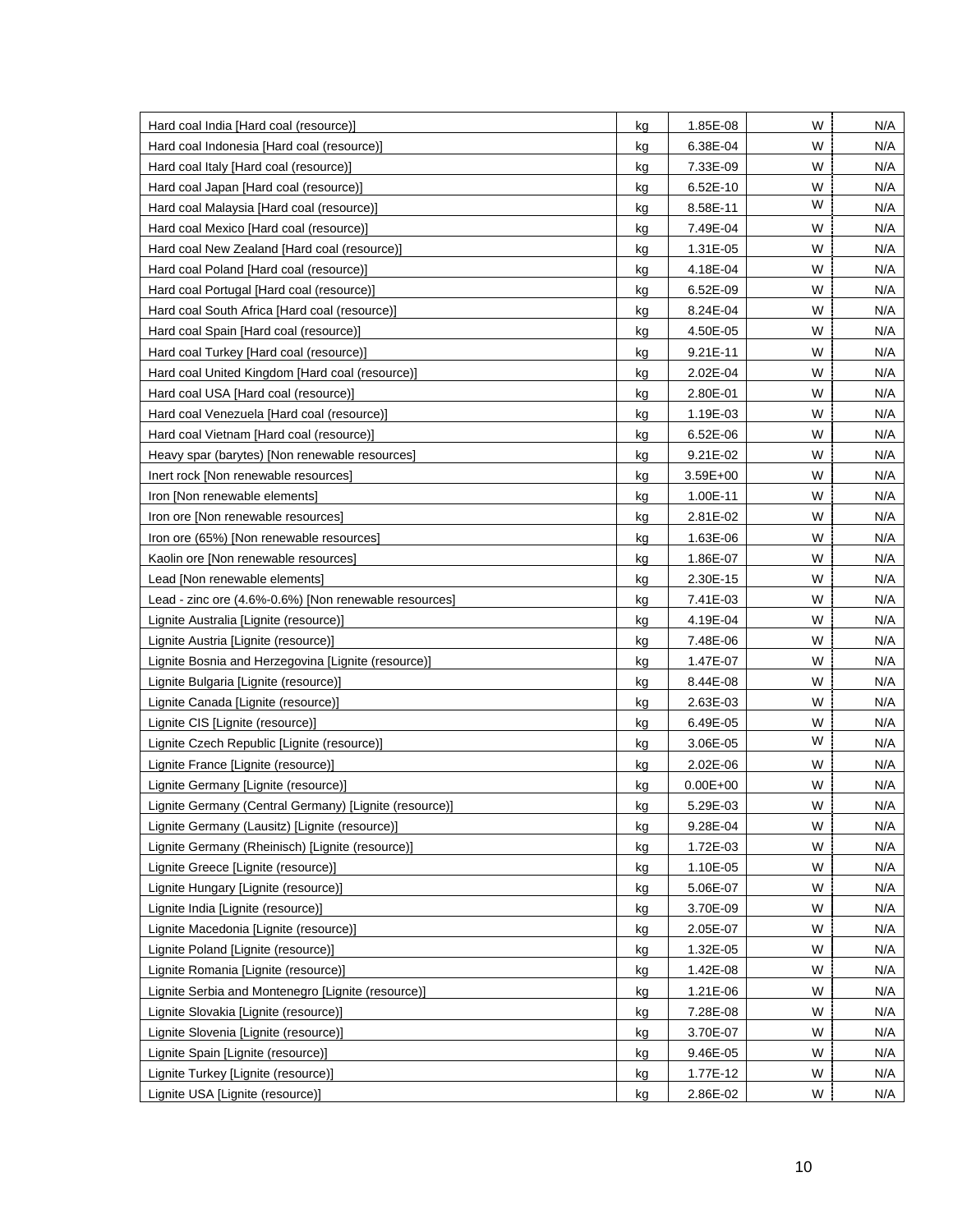| | | | | |
|---|---|---|---|---|
| Hard coal India [Hard coal (resource)] | kg | 1.85E-08 | W | N/A |
| Hard coal Indonesia [Hard coal (resource)] | kg | 6.38E-04 | W | N/A |
| Hard coal Italy [Hard coal (resource)] | kg | 7.33E-09 | W | N/A |
| Hard coal Japan [Hard coal (resource)] | kg | 6.52E-10 | W | N/A |
| Hard coal Malaysia [Hard coal (resource)] | kg | 8.58E-11 | W | N/A |
| Hard coal Mexico [Hard coal (resource)] | kg | 7.49E-04 | W | N/A |
| Hard coal New Zealand [Hard coal (resource)] | kg | 1.31E-05 | W | N/A |
| Hard coal Poland [Hard coal (resource)] | kg | 4.18E-04 | W | N/A |
| Hard coal Portugal [Hard coal (resource)] | kg | 6.52E-09 | W | N/A |
| Hard coal South Africa [Hard coal (resource)] | kg | 8.24E-04 | W | N/A |
| Hard coal Spain [Hard coal (resource)] | kg | 4.50E-05 | W | N/A |
| Hard coal Turkey [Hard coal (resource)] | kg | 9.21E-11 | W | N/A |
| Hard coal United Kingdom [Hard coal (resource)] | kg | 2.02E-04 | W | N/A |
| Hard coal USA [Hard coal (resource)] | kg | 2.80E-01 | W | N/A |
| Hard coal Venezuela [Hard coal (resource)] | kg | 1.19E-03 | W | N/A |
| Hard coal Vietnam [Hard coal (resource)] | kg | 6.52E-06 | W | N/A |
| Heavy spar (barytes) [Non renewable resources] | kg | 9.21E-02 | W | N/A |
| Inert rock [Non renewable resources] | kg | 3.59E+00 | W | N/A |
| Iron [Non renewable elements] | kg | 1.00E-11 | W | N/A |
| Iron ore [Non renewable resources] | kg | 2.81E-02 | W | N/A |
| Iron ore (65%) [Non renewable resources] | kg | 1.63E-06 | W | N/A |
| Kaolin ore [Non renewable resources] | kg | 1.86E-07 | W | N/A |
| Lead [Non renewable elements] | kg | 2.30E-15 | W | N/A |
| Lead - zinc ore (4.6%-0.6%) [Non renewable resources] | kg | 7.41E-03 | W | N/A |
| Lignite Australia [Lignite (resource)] | kg | 4.19E-04 | W | N/A |
| Lignite Austria [Lignite (resource)] | kg | 7.48E-06 | W | N/A |
| Lignite Bosnia and Herzegovina [Lignite (resource)] | kg | 1.47E-07 | W | N/A |
| Lignite Bulgaria [Lignite (resource)] | kg | 8.44E-08 | W | N/A |
| Lignite Canada [Lignite (resource)] | kg | 2.63E-03 | W | N/A |
| Lignite CIS [Lignite (resource)] | kg | 6.49E-05 | W | N/A |
| Lignite Czech Republic [Lignite (resource)] | kg | 3.06E-05 | W | N/A |
| Lignite France [Lignite (resource)] | kg | 2.02E-06 | W | N/A |
| Lignite Germany [Lignite (resource)] | kg | 0.00E+00 | W | N/A |
| Lignite Germany (Central Germany) [Lignite (resource)] | kg | 5.29E-03 | W | N/A |
| Lignite Germany (Lausitz) [Lignite (resource)] | kg | 9.28E-04 | W | N/A |
| Lignite Germany (Rheinisch) [Lignite (resource)] | kg | 1.72E-03 | W | N/A |
| Lignite Greece [Lignite (resource)] | kg | 1.10E-05 | W | N/A |
| Lignite Hungary [Lignite (resource)] | kg | 5.06E-07 | W | N/A |
| Lignite India [Lignite (resource)] | kg | 3.70E-09 | W | N/A |
| Lignite Macedonia [Lignite (resource)] | kg | 2.05E-07 | W | N/A |
| Lignite Poland [Lignite (resource)] | kg | 1.32E-05 | W | N/A |
| Lignite Romania [Lignite (resource)] | kg | 1.42E-08 | W | N/A |
| Lignite Serbia and Montenegro [Lignite (resource)] | kg | 1.21E-06 | W | N/A |
| Lignite Slovakia [Lignite (resource)] | kg | 7.28E-08 | W | N/A |
| Lignite Slovenia [Lignite (resource)] | kg | 3.70E-07 | W | N/A |
| Lignite Spain [Lignite (resource)] | kg | 9.46E-05 | W | N/A |
| Lignite Turkey [Lignite (resource)] | kg | 1.77E-12 | W | N/A |
| Lignite USA [Lignite (resource)] | kg | 2.86E-02 | W | N/A |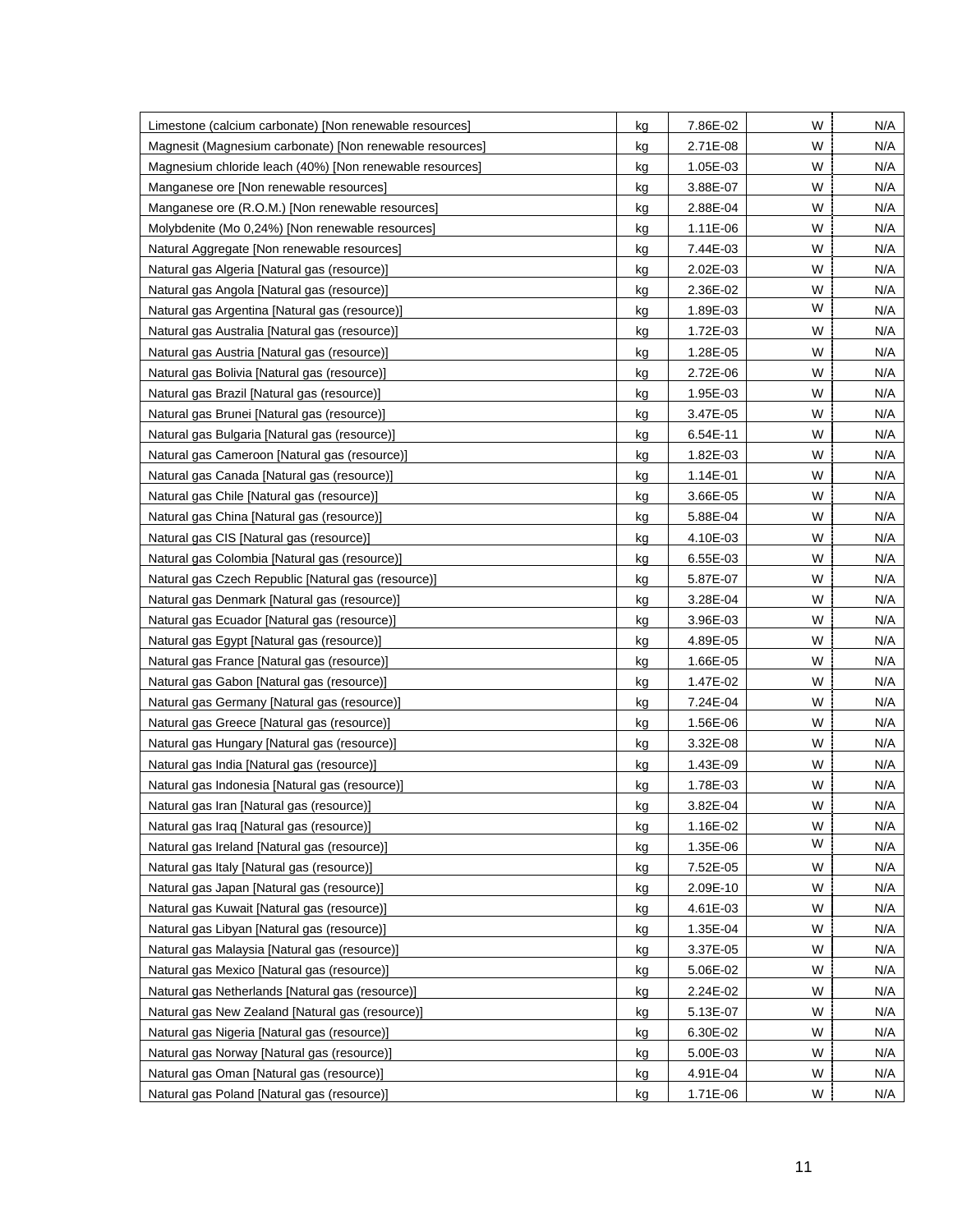| | | | | |
|---|---|---|---|---|
| Limestone (calcium carbonate) [Non renewable resources] | kg | 7.86E-02 | W | N/A |
| Magnesit (Magnesium carbonate) [Non renewable resources] | kg | 2.71E-08 | W | N/A |
| Magnesium chloride leach (40%) [Non renewable resources] | kg | 1.05E-03 | W | N/A |
| Manganese ore [Non renewable resources] | kg | 3.88E-07 | W | N/A |
| Manganese ore (R.O.M.) [Non renewable resources] | kg | 2.88E-04 | W | N/A |
| Molybdenite (Mo 0,24%) [Non renewable resources] | kg | 1.11E-06 | W | N/A |
| Natural Aggregate [Non renewable resources] | kg | 7.44E-03 | W | N/A |
| Natural gas Algeria [Natural gas (resource)] | kg | 2.02E-03 | W | N/A |
| Natural gas Angola [Natural gas (resource)] | kg | 2.36E-02 | W | N/A |
| Natural gas Argentina [Natural gas (resource)] | kg | 1.89E-03 | W | N/A |
| Natural gas Australia [Natural gas (resource)] | kg | 1.72E-03 | W | N/A |
| Natural gas Austria [Natural gas (resource)] | kg | 1.28E-05 | W | N/A |
| Natural gas Bolivia [Natural gas (resource)] | kg | 2.72E-06 | W | N/A |
| Natural gas Brazil [Natural gas (resource)] | kg | 1.95E-03 | W | N/A |
| Natural gas Brunei [Natural gas (resource)] | kg | 3.47E-05 | W | N/A |
| Natural gas Bulgaria [Natural gas (resource)] | kg | 6.54E-11 | W | N/A |
| Natural gas Cameroon [Natural gas (resource)] | kg | 1.82E-03 | W | N/A |
| Natural gas Canada [Natural gas (resource)] | kg | 1.14E-01 | W | N/A |
| Natural gas Chile [Natural gas (resource)] | kg | 3.66E-05 | W | N/A |
| Natural gas China [Natural gas (resource)] | kg | 5.88E-04 | W | N/A |
| Natural gas CIS [Natural gas (resource)] | kg | 4.10E-03 | W | N/A |
| Natural gas Colombia [Natural gas (resource)] | kg | 6.55E-03 | W | N/A |
| Natural gas Czech Republic [Natural gas (resource)] | kg | 5.87E-07 | W | N/A |
| Natural gas Denmark [Natural gas (resource)] | kg | 3.28E-04 | W | N/A |
| Natural gas Ecuador [Natural gas (resource)] | kg | 3.96E-03 | W | N/A |
| Natural gas Egypt [Natural gas (resource)] | kg | 4.89E-05 | W | N/A |
| Natural gas France [Natural gas (resource)] | kg | 1.66E-05 | W | N/A |
| Natural gas Gabon [Natural gas (resource)] | kg | 1.47E-02 | W | N/A |
| Natural gas Germany [Natural gas (resource)] | kg | 7.24E-04 | W | N/A |
| Natural gas Greece [Natural gas (resource)] | kg | 1.56E-06 | W | N/A |
| Natural gas Hungary [Natural gas (resource)] | kg | 3.32E-08 | W | N/A |
| Natural gas India [Natural gas (resource)] | kg | 1.43E-09 | W | N/A |
| Natural gas Indonesia [Natural gas (resource)] | kg | 1.78E-03 | W | N/A |
| Natural gas Iran [Natural gas (resource)] | kg | 3.82E-04 | W | N/A |
| Natural gas Iraq [Natural gas (resource)] | kg | 1.16E-02 | W | N/A |
| Natural gas Ireland [Natural gas (resource)] | kg | 1.35E-06 | W | N/A |
| Natural gas Italy [Natural gas (resource)] | kg | 7.52E-05 | W | N/A |
| Natural gas Japan [Natural gas (resource)] | kg | 2.09E-10 | W | N/A |
| Natural gas Kuwait [Natural gas (resource)] | kg | 4.61E-03 | W | N/A |
| Natural gas Libyan [Natural gas (resource)] | kg | 1.35E-04 | W | N/A |
| Natural gas Malaysia [Natural gas (resource)] | kg | 3.37E-05 | W | N/A |
| Natural gas Mexico [Natural gas (resource)] | kg | 5.06E-02 | W | N/A |
| Natural gas Netherlands [Natural gas (resource)] | kg | 2.24E-02 | W | N/A |
| Natural gas New Zealand [Natural gas (resource)] | kg | 5.13E-07 | W | N/A |
| Natural gas Nigeria [Natural gas (resource)] | kg | 6.30E-02 | W | N/A |
| Natural gas Norway [Natural gas (resource)] | kg | 5.00E-03 | W | N/A |
| Natural gas Oman [Natural gas (resource)] | kg | 4.91E-04 | W | N/A |
| Natural gas Poland [Natural gas (resource)] | kg | 1.71E-06 | W | N/A |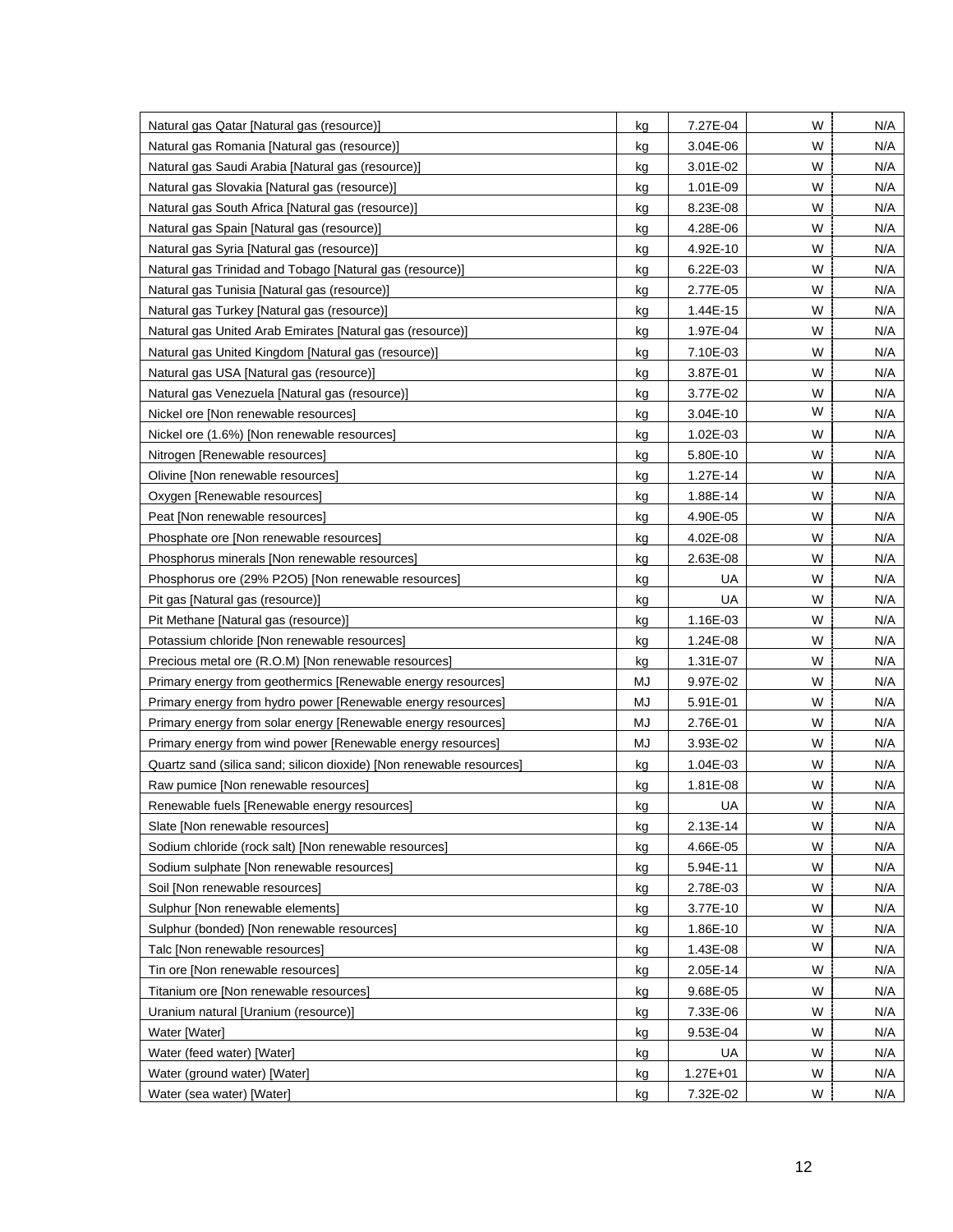| | | | | |
|---|---|---|---|---|
| Natural gas Qatar [Natural gas (resource)] | kg | 7.27E-04 | W | N/A |
| Natural gas Romania [Natural gas (resource)] | kg | 3.04E-06 | W | N/A |
| Natural gas Saudi Arabia [Natural gas (resource)] | kg | 3.01E-02 | W | N/A |
| Natural gas Slovakia [Natural gas (resource)] | kg | 1.01E-09 | W | N/A |
| Natural gas South Africa [Natural gas (resource)] | kg | 8.23E-08 | W | N/A |
| Natural gas Spain [Natural gas (resource)] | kg | 4.28E-06 | W | N/A |
| Natural gas Syria [Natural gas (resource)] | kg | 4.92E-10 | W | N/A |
| Natural gas Trinidad and Tobago [Natural gas (resource)] | kg | 6.22E-03 | W | N/A |
| Natural gas Tunisia [Natural gas (resource)] | kg | 2.77E-05 | W | N/A |
| Natural gas Turkey [Natural gas (resource)] | kg | 1.44E-15 | W | N/A |
| Natural gas United Arab Emirates [Natural gas (resource)] | kg | 1.97E-04 | W | N/A |
| Natural gas United Kingdom [Natural gas (resource)] | kg | 7.10E-03 | W | N/A |
| Natural gas USA [Natural gas (resource)] | kg | 3.87E-01 | W | N/A |
| Natural gas Venezuela [Natural gas (resource)] | kg | 3.77E-02 | W | N/A |
| Nickel ore [Non renewable resources] | kg | 3.04E-10 | W | N/A |
| Nickel ore (1.6%) [Non renewable resources] | kg | 1.02E-03 | W | N/A |
| Nitrogen [Renewable resources] | kg | 5.80E-10 | W | N/A |
| Olivine [Non renewable resources] | kg | 1.27E-14 | W | N/A |
| Oxygen [Renewable resources] | kg | 1.88E-14 | W | N/A |
| Peat [Non renewable resources] | kg | 4.90E-05 | W | N/A |
| Phosphate ore [Non renewable resources] | kg | 4.02E-08 | W | N/A |
| Phosphorus minerals [Non renewable resources] | kg | 2.63E-08 | W | N/A |
| Phosphorus ore (29% P2O5) [Non renewable resources] | kg | UA | W | N/A |
| Pit gas [Natural gas (resource)] | kg | UA | W | N/A |
| Pit Methane [Natural gas (resource)] | kg | 1.16E-03 | W | N/A |
| Potassium chloride [Non renewable resources] | kg | 1.24E-08 | W | N/A |
| Precious metal ore (R.O.M) [Non renewable resources] | kg | 1.31E-07 | W | N/A |
| Primary energy from geothermics [Renewable energy resources] | MJ | 9.97E-02 | W | N/A |
| Primary energy from hydro power [Renewable energy resources] | MJ | 5.91E-01 | W | N/A |
| Primary energy from solar energy [Renewable energy resources] | MJ | 2.76E-01 | W | N/A |
| Primary energy from wind power [Renewable energy resources] | MJ | 3.93E-02 | W | N/A |
| Quartz sand (silica sand; silicon dioxide) [Non renewable resources] | kg | 1.04E-03 | W | N/A |
| Raw pumice [Non renewable resources] | kg | 1.81E-08 | W | N/A |
| Renewable fuels [Renewable energy resources] | kg | UA | W | N/A |
| Slate [Non renewable resources] | kg | 2.13E-14 | W | N/A |
| Sodium chloride (rock salt) [Non renewable resources] | kg | 4.66E-05 | W | N/A |
| Sodium sulphate [Non renewable resources] | kg | 5.94E-11 | W | N/A |
| Soil [Non renewable resources] | kg | 2.78E-03 | W | N/A |
| Sulphur [Non renewable elements] | kg | 3.77E-10 | W | N/A |
| Sulphur (bonded) [Non renewable resources] | kg | 1.86E-10 | W | N/A |
| Talc [Non renewable resources] | kg | 1.43E-08 | W | N/A |
| Tin ore [Non renewable resources] | kg | 2.05E-14 | W | N/A |
| Titanium ore [Non renewable resources] | kg | 9.68E-05 | W | N/A |
| Uranium natural [Uranium (resource)] | kg | 7.33E-06 | W | N/A |
| Water [Water] | kg | 9.53E-04 | W | N/A |
| Water (feed water) [Water] | kg | UA | W | N/A |
| Water (ground water) [Water] | kg | 1.27E+01 | W | N/A |
| Water (sea water) [Water] | kg | 7.32E-02 | W | N/A |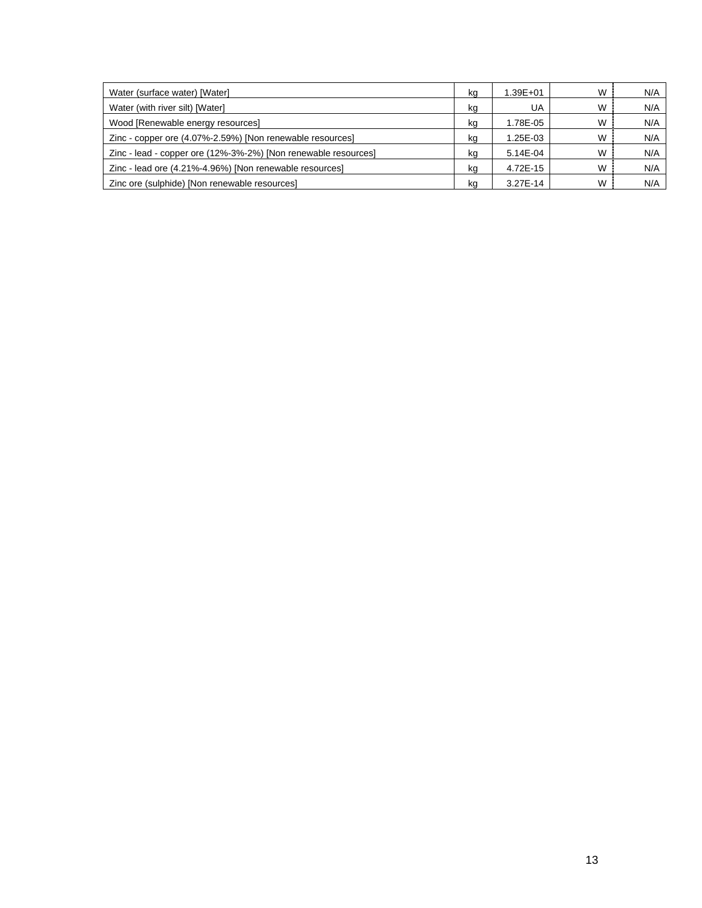| | | | | |
|---|---|---|---|---|
| Water (surface water) [Water] | kg | 1.39E+01 | W | N/A |
| Water (with river silt) [Water] | kg | UA | W | N/A |
| Wood [Renewable energy resources] | kg | 1.78E-05 | W | N/A |
| Zinc - copper ore (4.07%-2.59%) [Non renewable resources] | kg | 1.25E-03 | W | N/A |
| Zinc - lead - copper ore (12%-3%-2%) [Non renewable resources] | kg | 5.14E-04 | W | N/A |
| Zinc - lead ore (4.21%-4.96%) [Non renewable resources] | kg | 4.72E-15 | W | N/A |
| Zinc ore (sulphide) [Non renewable resources] | kg | 3.27E-14 | W | N/A |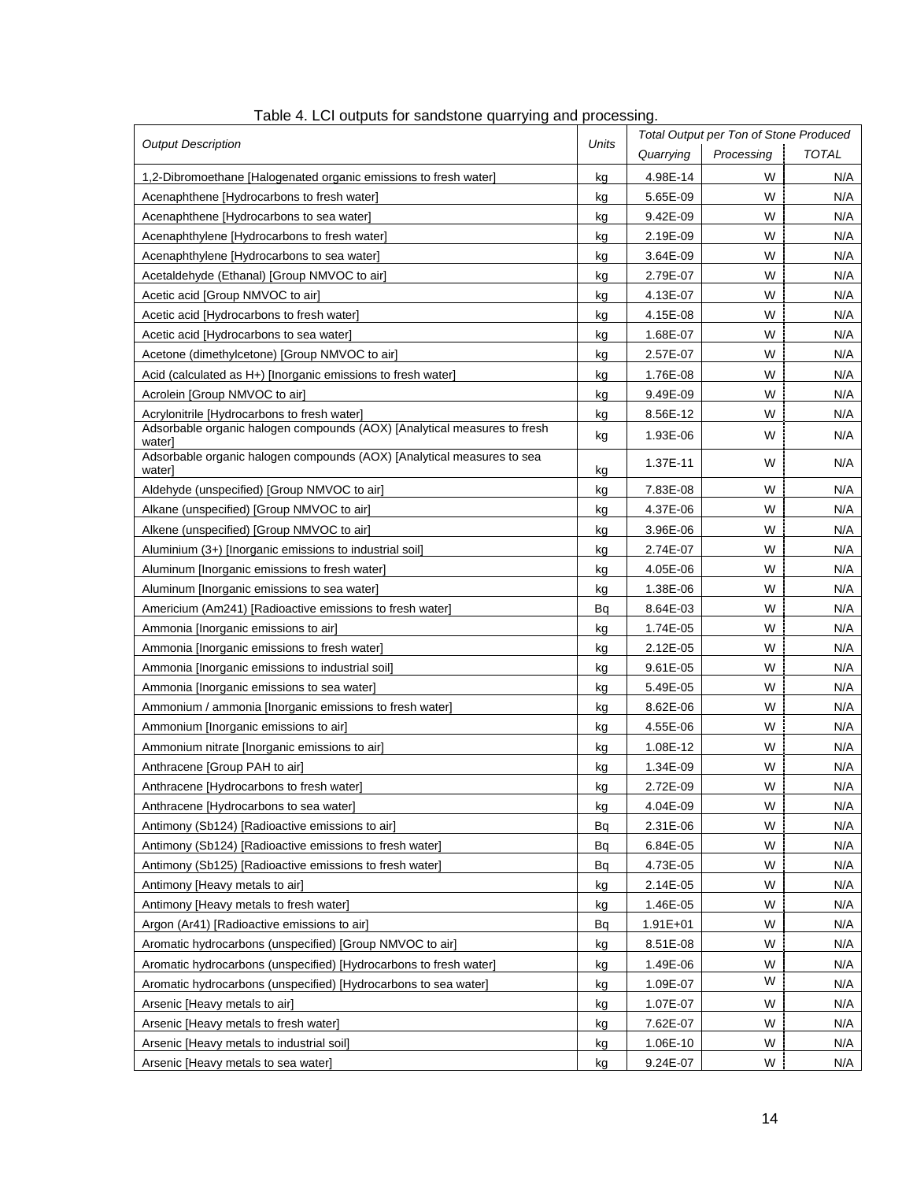Table 4. LCI outputs for sandstone quarrying and processing.

| Output Description | Units | Total Output per Ton of Stone Produced | | |
|---|---|---|---|---|
| | | Quarrying | Processing | TOTAL |
| 1,2-Dibromoethane [Halogenated organic emissions to fresh water] | kg | 4.98E-14 | W | N/A |
| Acenaphthene [Hydrocarbons to fresh water] | kg | 5.65E-09 | W | N/A |
| Acenaphthene [Hydrocarbons to sea water] | kg | 9.42E-09 | W | N/A |
| Acenaphthylene [Hydrocarbons to fresh water] | kg | 2.19E-09 | W | N/A |
| Acenaphthylene [Hydrocarbons to sea water] | kg | 3.64E-09 | W | N/A |
| Acetaldehyde (Ethanal) [Group NMVOC to air] | kg | 2.79E-07 | W | N/A |
| Acetic acid [Group NMVOC to air] | kg | 4.13E-07 | W | N/A |
| Acetic acid [Hydrocarbons to fresh water] | kg | 4.15E-08 | W | N/A |
| Acetic acid [Hydrocarbons to sea water] | kg | 1.68E-07 | W | N/A |
| Acetone (dimethylcetone) [Group NMVOC to air] | kg | 2.57E-07 | W | N/A |
| Acid (calculated as H+) [Inorganic emissions to fresh water] | kg | 1.76E-08 | W | N/A |
| Acrolein [Group NMVOC to air] | kg | 9.49E-09 | W | N/A |
| Acrylonitrile [Hydrocarbons to fresh water] | kg | 8.56E-12 | W | N/A |
| Adsorbable organic halogen compounds (AOX) [Analytical measures to fresh water] | kg | 1.93E-06 | W | N/A |
| Adsorbable organic halogen compounds (AOX) [Analytical measures to sea water] | kg | 1.37E-11 | W | N/A |
| Aldehyde (unspecified) [Group NMVOC to air] | kg | 7.83E-08 | W | N/A |
| Alkane (unspecified) [Group NMVOC to air] | kg | 4.37E-06 | W | N/A |
| Alkene (unspecified) [Group NMVOC to air] | kg | 3.96E-06 | W | N/A |
| Aluminium (3+) [Inorganic emissions to industrial soil] | kg | 2.74E-07 | W | N/A |
| Aluminum [Inorganic emissions to fresh water] | kg | 4.05E-06 | W | N/A |
| Aluminum [Inorganic emissions to sea water] | kg | 1.38E-06 | W | N/A |
| Americium (Am241) [Radioactive emissions to fresh water] | Bq | 8.64E-03 | W | N/A |
| Ammonia [Inorganic emissions to air] | kg | 1.74E-05 | W | N/A |
| Ammonia [Inorganic emissions to fresh water] | kg | 2.12E-05 | W | N/A |
| Ammonia [Inorganic emissions to industrial soil] | kg | 9.61E-05 | W | N/A |
| Ammonia [Inorganic emissions to sea water] | kg | 5.49E-05 | W | N/A |
| Ammonium / ammonia [Inorganic emissions to fresh water] | kg | 8.62E-06 | W | N/A |
| Ammonium [Inorganic emissions to air] | kg | 4.55E-06 | W | N/A |
| Ammonium nitrate [Inorganic emissions to air] | kg | 1.08E-12 | W | N/A |
| Anthracene [Group PAH to air] | kg | 1.34E-09 | W | N/A |
| Anthracene [Hydrocarbons to fresh water] | kg | 2.72E-09 | W | N/A |
| Anthracene [Hydrocarbons to sea water] | kg | 4.04E-09 | W | N/A |
| Antimony (Sb124) [Radioactive emissions to air] | Bq | 2.31E-06 | W | N/A |
| Antimony (Sb124) [Radioactive emissions to fresh water] | Bq | 6.84E-05 | W | N/A |
| Antimony (Sb125) [Radioactive emissions to fresh water] | Bq | 4.73E-05 | W | N/A |
| Antimony [Heavy metals to air] | kg | 2.14E-05 | W | N/A |
| Antimony [Heavy metals to fresh water] | kg | 1.46E-05 | W | N/A |
| Argon (Ar41) [Radioactive emissions to air] | Bq | 1.91E+01 | W | N/A |
| Aromatic hydrocarbons (unspecified) [Group NMVOC to air] | kg | 8.51E-08 | W | N/A |
| Aromatic hydrocarbons (unspecified) [Hydrocarbons to fresh water] | kg | 1.49E-06 | W | N/A |
| Aromatic hydrocarbons (unspecified) [Hydrocarbons to sea water] | kg | 1.09E-07 | W | N/A |
| Arsenic [Heavy metals to air] | kg | 1.07E-07 | W | N/A |
| Arsenic [Heavy metals to fresh water] | kg | 7.62E-07 | W | N/A |
| Arsenic [Heavy metals to industrial soil] | kg | 1.06E-10 | W | N/A |
| Arsenic [Heavy metals to sea water] | kg | 9.24E-07 | W | N/A |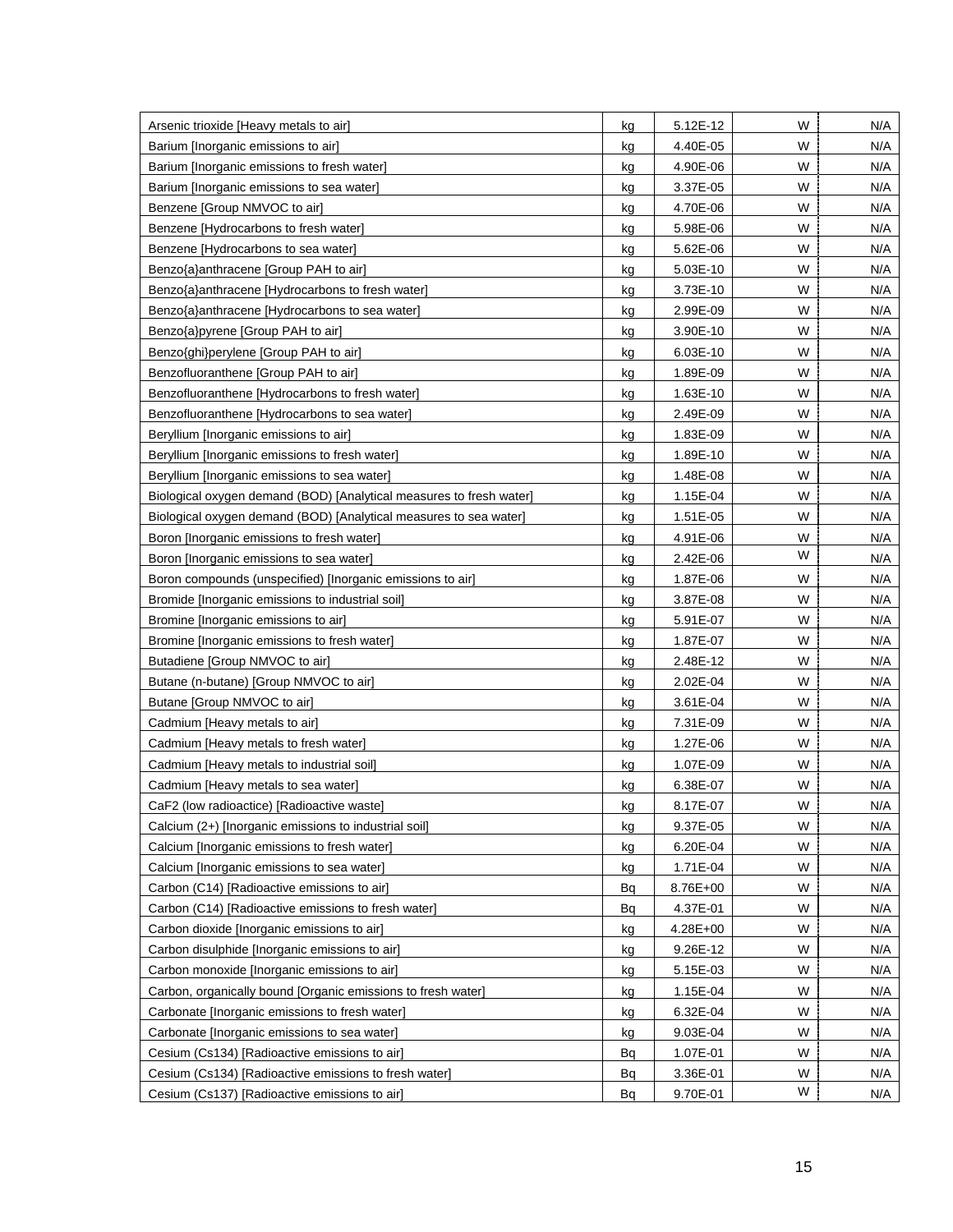| Arsenic trioxide [Heavy metals to air] | kg | 5.12E-12 | W | N/A |
|---|---|---|---|---|
| Barium [Inorganic emissions to air] | kg | 4.40E-05 | W | N/A |
| Barium [Inorganic emissions to fresh water] | kg | 4.90E-06 | W | N/A |
| Barium [Inorganic emissions to sea water] | kg | 3.37E-05 | W | N/A |
| Benzene [Group NMVOC to air] | kg | 4.70E-06 | W | N/A |
| Benzene [Hydrocarbons to fresh water] | kg | 5.98E-06 | W | N/A |
| Benzene [Hydrocarbons to sea water] | kg | 5.62E-06 | W | N/A |
| Benzo{a}anthracene [Group PAH to air] | kg | 5.03E-10 | W | N/A |
| Benzo{a}anthracene [Hydrocarbons to fresh water] | kg | 3.73E-10 | W | N/A |
| Benzo{a}anthracene [Hydrocarbons to sea water] | kg | 2.99E-09 | W | N/A |
| Benzo{a}pyrene [Group PAH to air] | kg | 3.90E-10 | W | N/A |
| Benzo{ghi}perylene [Group PAH to air] | kg | 6.03E-10 | W | N/A |
| Benzofluoranthene [Group PAH to air] | kg | 1.89E-09 | W | N/A |
| Benzofluoranthene [Hydrocarbons to fresh water] | kg | 1.63E-10 | W | N/A |
| Benzofluoranthene [Hydrocarbons to sea water] | kg | 2.49E-09 | W | N/A |
| Beryllium [Inorganic emissions to air] | kg | 1.83E-09 | W | N/A |
| Beryllium [Inorganic emissions to fresh water] | kg | 1.89E-10 | W | N/A |
| Beryllium [Inorganic emissions to sea water] | kg | 1.48E-08 | W | N/A |
| Biological oxygen demand (BOD) [Analytical measures to fresh water] | kg | 1.15E-04 | W | N/A |
| Biological oxygen demand (BOD) [Analytical measures to sea water] | kg | 1.51E-05 | W | N/A |
| Boron [Inorganic emissions to fresh water] | kg | 4.91E-06 | W | N/A |
| Boron [Inorganic emissions to sea water] | kg | 2.42E-06 | W | N/A |
| Boron compounds (unspecified) [Inorganic emissions to air] | kg | 1.87E-06 | W | N/A |
| Bromide [Inorganic emissions to industrial soil] | kg | 3.87E-08 | W | N/A |
| Bromine [Inorganic emissions to air] | kg | 5.91E-07 | W | N/A |
| Bromine [Inorganic emissions to fresh water] | kg | 1.87E-07 | W | N/A |
| Butadiene [Group NMVOC to air] | kg | 2.48E-12 | W | N/A |
| Butane (n-butane) [Group NMVOC to air] | kg | 2.02E-04 | W | N/A |
| Butane [Group NMVOC to air] | kg | 3.61E-04 | W | N/A |
| Cadmium [Heavy metals to air] | kg | 7.31E-09 | W | N/A |
| Cadmium [Heavy metals to fresh water] | kg | 1.27E-06 | W | N/A |
| Cadmium [Heavy metals to industrial soil] | kg | 1.07E-09 | W | N/A |
| Cadmium [Heavy metals to sea water] | kg | 6.38E-07 | W | N/A |
| CaF2 (low radioactice) [Radioactive waste] | kg | 8.17E-07 | W | N/A |
| Calcium (2+) [Inorganic emissions to industrial soil] | kg | 9.37E-05 | W | N/A |
| Calcium [Inorganic emissions to fresh water] | kg | 6.20E-04 | W | N/A |
| Calcium [Inorganic emissions to sea water] | kg | 1.71E-04 | W | N/A |
| Carbon (C14) [Radioactive emissions to air] | Bq | 8.76E+00 | W | N/A |
| Carbon (C14) [Radioactive emissions to fresh water] | Bq | 4.37E-01 | W | N/A |
| Carbon dioxide [Inorganic emissions to air] | kg | 4.28E+00 | W | N/A |
| Carbon disulphide [Inorganic emissions to air] | kg | 9.26E-12 | W | N/A |
| Carbon monoxide [Inorganic emissions to air] | kg | 5.15E-03 | W | N/A |
| Carbon, organically bound [Organic emissions to fresh water] | kg | 1.15E-04 | W | N/A |
| Carbonate [Inorganic emissions to fresh water] | kg | 6.32E-04 | W | N/A |
| Carbonate [Inorganic emissions to sea water] | kg | 9.03E-04 | W | N/A |
| Cesium (Cs134) [Radioactive emissions to air] | Bq | 1.07E-01 | W | N/A |
| Cesium (Cs134) [Radioactive emissions to fresh water] | Bq | 3.36E-01 | W | N/A |
| Cesium (Cs137) [Radioactive emissions to air] | Bq | 9.70E-01 | W | N/A |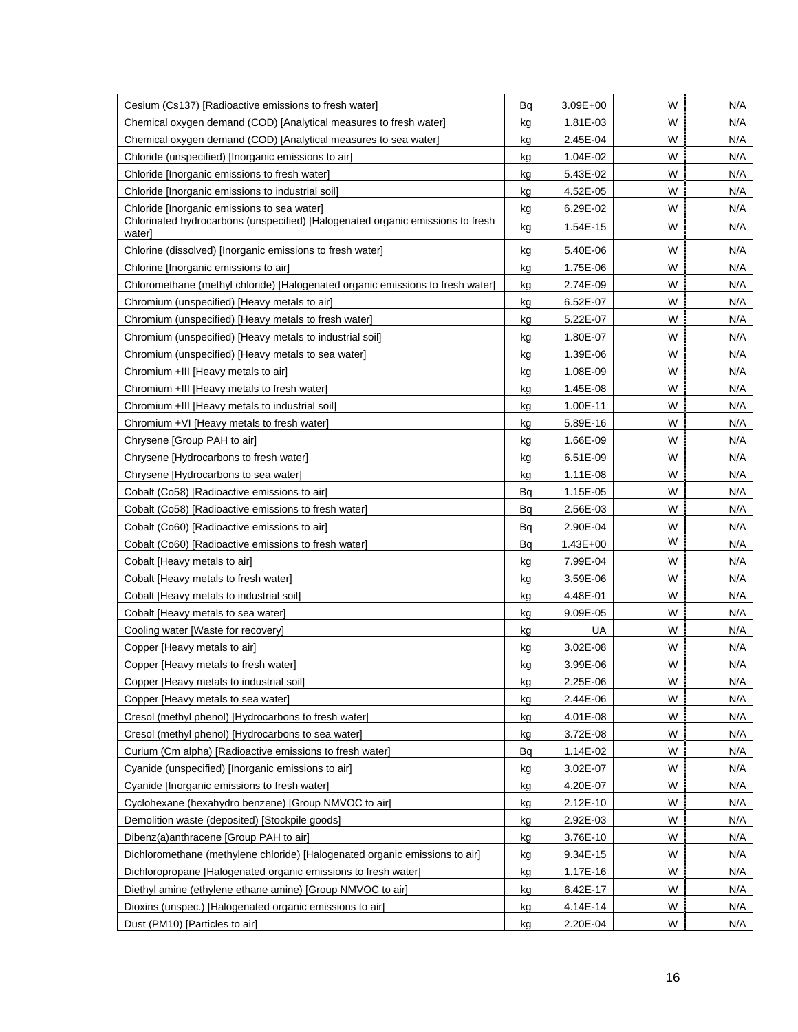| | | | | |
|---|---|---|---|---|
| Cesium (Cs137) [Radioactive emissions to fresh water] | Bq | 3.09E+00 | W | N/A |
| Chemical oxygen demand (COD) [Analytical measures to fresh water] | kg | 1.81E-03 | W | N/A |
| Chemical oxygen demand (COD) [Analytical measures to sea water] | kg | 2.45E-04 | W | N/A |
| Chloride (unspecified) [Inorganic emissions to air] | kg | 1.04E-02 | W | N/A |
| Chloride [Inorganic emissions to fresh water] | kg | 5.43E-02 | W | N/A |
| Chloride [Inorganic emissions to industrial soil] | kg | 4.52E-05 | W | N/A |
| Chloride [Inorganic emissions to sea water] | kg | 6.29E-02 | W | N/A |
| Chlorinated hydrocarbons (unspecified) [Halogenated organic emissions to fresh water] | kg | 1.54E-15 | W | N/A |
| Chlorine (dissolved) [Inorganic emissions to fresh water] | kg | 5.40E-06 | W | N/A |
| Chlorine [Inorganic emissions to air] | kg | 1.75E-06 | W | N/A |
| Chloromethane (methyl chloride) [Halogenated organic emissions to fresh water] | kg | 2.74E-09 | W | N/A |
| Chromium (unspecified) [Heavy metals to air] | kg | 6.52E-07 | W | N/A |
| Chromium (unspecified) [Heavy metals to fresh water] | kg | 5.22E-07 | W | N/A |
| Chromium (unspecified) [Heavy metals to industrial soil] | kg | 1.80E-07 | W | N/A |
| Chromium (unspecified) [Heavy metals to sea water] | kg | 1.39E-06 | W | N/A |
| Chromium +III [Heavy metals to air] | kg | 1.08E-09 | W | N/A |
| Chromium +III [Heavy metals to fresh water] | kg | 1.45E-08 | W | N/A |
| Chromium +III [Heavy metals to industrial soil] | kg | 1.00E-11 | W | N/A |
| Chromium +VI [Heavy metals to fresh water] | kg | 5.89E-16 | W | N/A |
| Chrysene [Group PAH to air] | kg | 1.66E-09 | W | N/A |
| Chrysene [Hydrocarbons to fresh water] | kg | 6.51E-09 | W | N/A |
| Chrysene [Hydrocarbons to sea water] | kg | 1.11E-08 | W | N/A |
| Cobalt (Co58) [Radioactive emissions to air] | Bq | 1.15E-05 | W | N/A |
| Cobalt (Co58) [Radioactive emissions to fresh water] | Bq | 2.56E-03 | W | N/A |
| Cobalt (Co60) [Radioactive emissions to air] | Bq | 2.90E-04 | W | N/A |
| Cobalt (Co60) [Radioactive emissions to fresh water] | Bq | 1.43E+00 | W | N/A |
| Cobalt [Heavy metals to air] | kg | 7.99E-04 | W | N/A |
| Cobalt [Heavy metals to fresh water] | kg | 3.59E-06 | W | N/A |
| Cobalt [Heavy metals to industrial soil] | kg | 4.48E-01 | W | N/A |
| Cobalt [Heavy metals to sea water] | kg | 9.09E-05 | W | N/A |
| Cooling water [Waste for recovery] | kg | UA | W | N/A |
| Copper [Heavy metals to air] | kg | 3.02E-08 | W | N/A |
| Copper [Heavy metals to fresh water] | kg | 3.99E-06 | W | N/A |
| Copper [Heavy metals to industrial soil] | kg | 2.25E-06 | W | N/A |
| Copper [Heavy metals to sea water] | kg | 2.44E-06 | W | N/A |
| Cresol (methyl phenol) [Hydrocarbons to fresh water] | kg | 4.01E-08 | W | N/A |
| Cresol (methyl phenol) [Hydrocarbons to sea water] | kg | 3.72E-08 | W | N/A |
| Curium (Cm alpha) [Radioactive emissions to fresh water] | Bq | 1.14E-02 | W | N/A |
| Cyanide (unspecified) [Inorganic emissions to air] | kg | 3.02E-07 | W | N/A |
| Cyanide [Inorganic emissions to fresh water] | kg | 4.20E-07 | W | N/A |
| Cyclohexane (hexahydro benzene) [Group NMVOC to air] | kg | 2.12E-10 | W | N/A |
| Demolition waste (deposited) [Stockpile goods] | kg | 2.92E-03 | W | N/A |
| Dibenz(a)anthracene [Group PAH to air] | kg | 3.76E-10 | W | N/A |
| Dichloromethane (methylene chloride) [Halogenated organic emissions to air] | kg | 9.34E-15 | W | N/A |
| Dichloropropane [Halogenated organic emissions to fresh water] | kg | 1.17E-16 | W | N/A |
| Diethyl amine (ethylene ethane amine) [Group NMVOC to air] | kg | 6.42E-17 | W | N/A |
| Dioxins (unspec.) [Halogenated organic emissions to air] | kg | 4.14E-14 | W | N/A |
| Dust (PM10) [Particles to air] | kg | 2.20E-04 | W | N/A |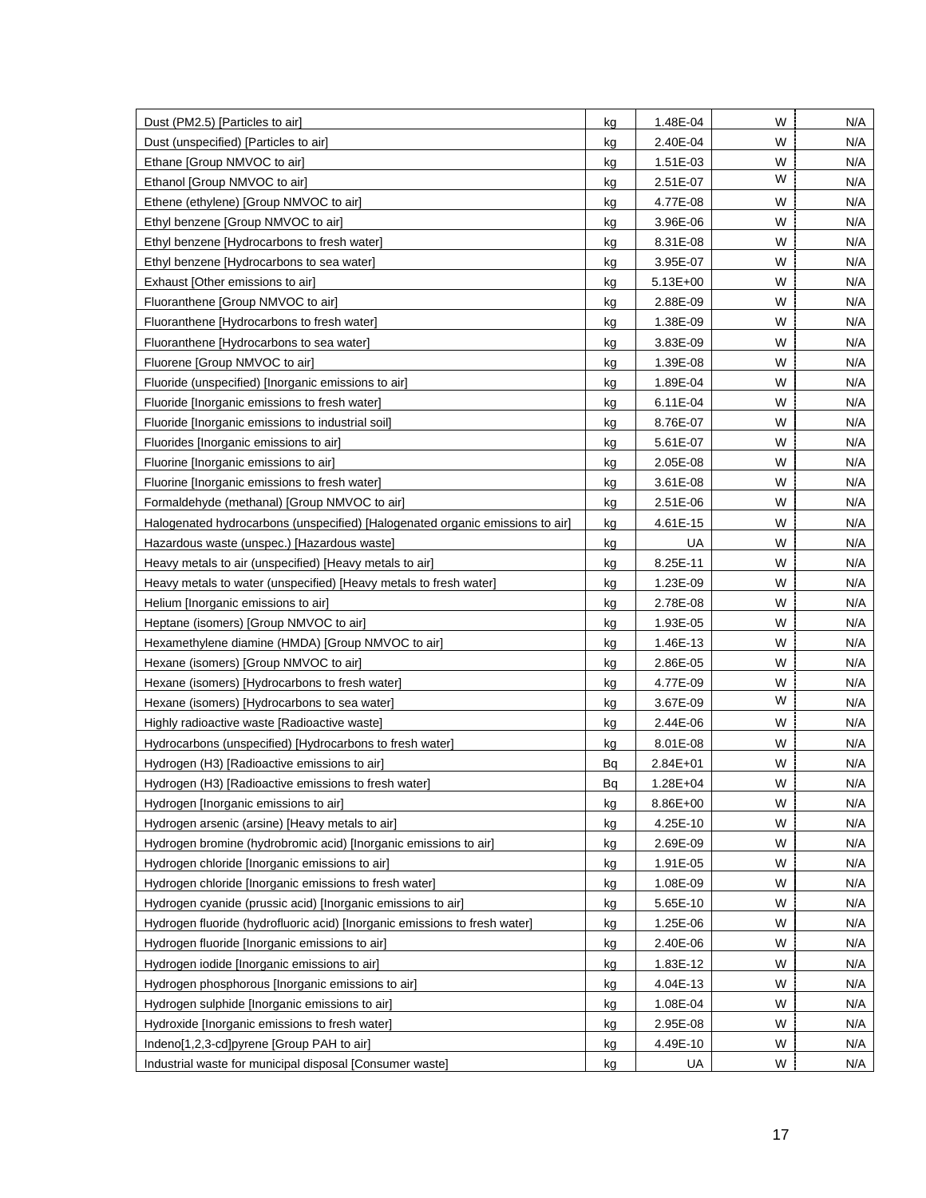| | | | | |
|---|---|---|---|---|
| Dust (PM2.5) [Particles to air] | kg | 1.48E-04 | W | N/A |
| Dust (unspecified) [Particles to air] | kg | 2.40E-04 | W | N/A |
| Ethane [Group NMVOC to air] | kg | 1.51E-03 | W | N/A |
| Ethanol [Group NMVOC to air] | kg | 2.51E-07 | W | N/A |
| Ethene (ethylene) [Group NMVOC to air] | kg | 4.77E-08 | W | N/A |
| Ethyl benzene [Group NMVOC to air] | kg | 3.96E-06 | W | N/A |
| Ethyl benzene [Hydrocarbons to fresh water] | kg | 8.31E-08 | W | N/A |
| Ethyl benzene [Hydrocarbons to sea water] | kg | 3.95E-07 | W | N/A |
| Exhaust [Other emissions to air] | kg | 5.13E+00 | W | N/A |
| Fluoranthene [Group NMVOC to air] | kg | 2.88E-09 | W | N/A |
| Fluoranthene [Hydrocarbons to fresh water] | kg | 1.38E-09 | W | N/A |
| Fluoranthene [Hydrocarbons to sea water] | kg | 3.83E-09 | W | N/A |
| Fluorene [Group NMVOC to air] | kg | 1.39E-08 | W | N/A |
| Fluoride (unspecified) [Inorganic emissions to air] | kg | 1.89E-04 | W | N/A |
| Fluoride [Inorganic emissions to fresh water] | kg | 6.11E-04 | W | N/A |
| Fluoride [Inorganic emissions to industrial soil] | kg | 8.76E-07 | W | N/A |
| Fluorides [Inorganic emissions to air] | kg | 5.61E-07 | W | N/A |
| Fluorine [Inorganic emissions to air] | kg | 2.05E-08 | W | N/A |
| Fluorine [Inorganic emissions to fresh water] | kg | 3.61E-08 | W | N/A |
| Formaldehyde (methanal) [Group NMVOC to air] | kg | 2.51E-06 | W | N/A |
| Halogenated hydrocarbons (unspecified) [Halogenated organic emissions to air] | kg | 4.61E-15 | W | N/A |
| Hazardous waste (unspec.) [Hazardous waste] | kg | UA | W | N/A |
| Heavy metals to air (unspecified) [Heavy metals to air] | kg | 8.25E-11 | W | N/A |
| Heavy metals to water (unspecified) [Heavy metals to fresh water] | kg | 1.23E-09 | W | N/A |
| Helium [Inorganic emissions to air] | kg | 2.78E-08 | W | N/A |
| Heptane (isomers) [Group NMVOC to air] | kg | 1.93E-05 | W | N/A |
| Hexamethylene diamine (HMDA) [Group NMVOC to air] | kg | 1.46E-13 | W | N/A |
| Hexane (isomers) [Group NMVOC to air] | kg | 2.86E-05 | W | N/A |
| Hexane (isomers) [Hydrocarbons to fresh water] | kg | 4.77E-09 | W | N/A |
| Hexane (isomers) [Hydrocarbons to sea water] | kg | 3.67E-09 | W | N/A |
| Highly radioactive waste [Radioactive waste] | kg | 2.44E-06 | W | N/A |
| Hydrocarbons (unspecified) [Hydrocarbons to fresh water] | kg | 8.01E-08 | W | N/A |
| Hydrogen (H3) [Radioactive emissions to air] | Bq | 2.84E+01 | W | N/A |
| Hydrogen (H3) [Radioactive emissions to fresh water] | Bq | 1.28E+04 | W | N/A |
| Hydrogen [Inorganic emissions to air] | kg | 8.86E+00 | W | N/A |
| Hydrogen arsenic (arsine) [Heavy metals to air] | kg | 4.25E-10 | W | N/A |
| Hydrogen bromine (hydrobromic acid) [Inorganic emissions to air] | kg | 2.69E-09 | W | N/A |
| Hydrogen chloride [Inorganic emissions to air] | kg | 1.91E-05 | W | N/A |
| Hydrogen chloride [Inorganic emissions to fresh water] | kg | 1.08E-09 | W | N/A |
| Hydrogen cyanide (prussic acid) [Inorganic emissions to air] | kg | 5.65E-10 | W | N/A |
| Hydrogen fluoride (hydrofluoric acid) [Inorganic emissions to fresh water] | kg | 1.25E-06 | W | N/A |
| Hydrogen fluoride [Inorganic emissions to air] | kg | 2.40E-06 | W | N/A |
| Hydrogen iodide [Inorganic emissions to air] | kg | 1.83E-12 | W | N/A |
| Hydrogen phosphorous [Inorganic emissions to air] | kg | 4.04E-13 | W | N/A |
| Hydrogen sulphide [Inorganic emissions to air] | kg | 1.08E-04 | W | N/A |
| Hydroxide [Inorganic emissions to fresh water] | kg | 2.95E-08 | W | N/A |
| Indeno[1,2,3-cd]pyrene [Group PAH to air] | kg | 4.49E-10 | W | N/A |
| Industrial waste for municipal disposal [Consumer waste] | kg | UA | W | N/A |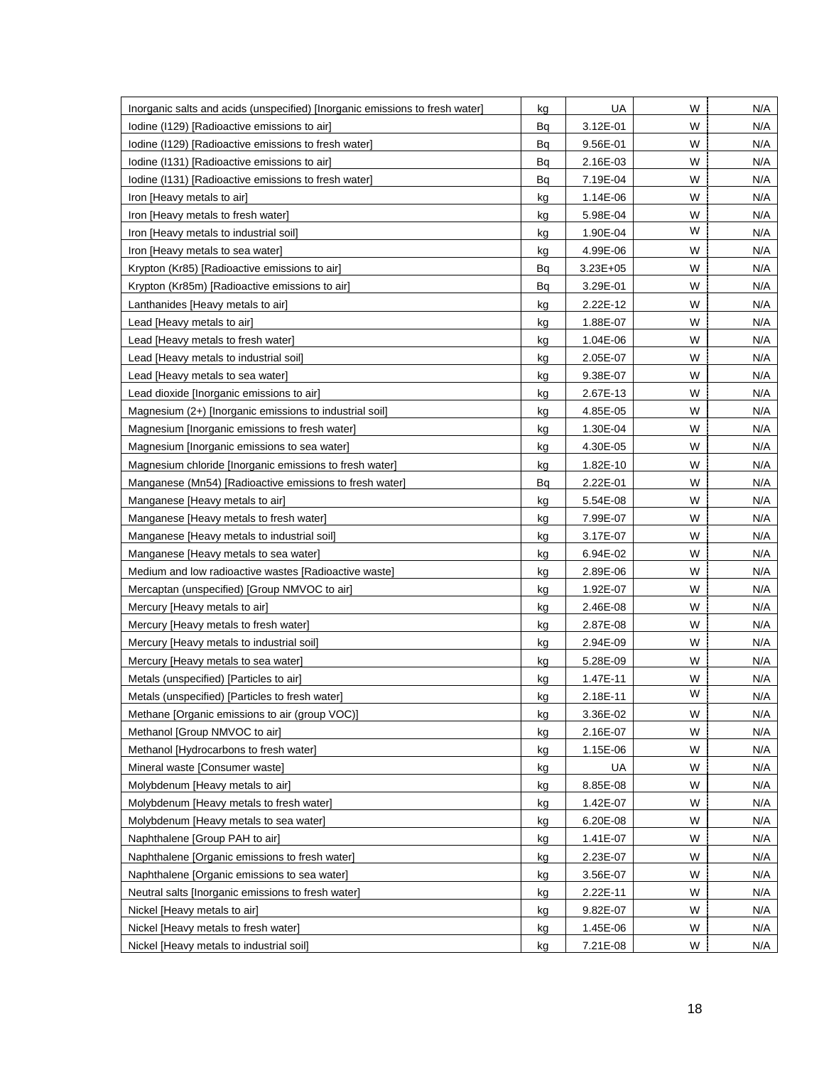| | | | | |
|---|---|---|---|---|
| Inorganic salts and acids (unspecified) [Inorganic emissions to fresh water] | kg | UA | W | N/A |
| Iodine (I129) [Radioactive emissions to air] | Bq | 3.12E-01 | W | N/A |
| Iodine (I129) [Radioactive emissions to fresh water] | Bq | 9.56E-01 | W | N/A |
| Iodine (I131) [Radioactive emissions to air] | Bq | 2.16E-03 | W | N/A |
| Iodine (I131) [Radioactive emissions to fresh water] | Bq | 7.19E-04 | W | N/A |
| Iron [Heavy metals to air] | kg | 1.14E-06 | W | N/A |
| Iron [Heavy metals to fresh water] | kg | 5.98E-04 | W | N/A |
| Iron [Heavy metals to industrial soil] | kg | 1.90E-04 | W | N/A |
| Iron [Heavy metals to sea water] | kg | 4.99E-06 | W | N/A |
| Krypton (Kr85) [Radioactive emissions to air] | Bq | 3.23E+05 | W | N/A |
| Krypton (Kr85m) [Radioactive emissions to air] | Bq | 3.29E-01 | W | N/A |
| Lanthanides [Heavy metals to air] | kg | 2.22E-12 | W | N/A |
| Lead [Heavy metals to air] | kg | 1.88E-07 | W | N/A |
| Lead [Heavy metals to fresh water] | kg | 1.04E-06 | W | N/A |
| Lead [Heavy metals to industrial soil] | kg | 2.05E-07 | W | N/A |
| Lead [Heavy metals to sea water] | kg | 9.38E-07 | W | N/A |
| Lead dioxide [Inorganic emissions to air] | kg | 2.67E-13 | W | N/A |
| Magnesium (2+) [Inorganic emissions to industrial soil] | kg | 4.85E-05 | W | N/A |
| Magnesium [Inorganic emissions to fresh water] | kg | 1.30E-04 | W | N/A |
| Magnesium [Inorganic emissions to sea water] | kg | 4.30E-05 | W | N/A |
| Magnesium chloride [Inorganic emissions to fresh water] | kg | 1.82E-10 | W | N/A |
| Manganese (Mn54) [Radioactive emissions to fresh water] | Bq | 2.22E-01 | W | N/A |
| Manganese [Heavy metals to air] | kg | 5.54E-08 | W | N/A |
| Manganese [Heavy metals to fresh water] | kg | 7.99E-07 | W | N/A |
| Manganese [Heavy metals to industrial soil] | kg | 3.17E-07 | W | N/A |
| Manganese [Heavy metals to sea water] | kg | 6.94E-02 | W | N/A |
| Medium and low radioactive wastes [Radioactive waste] | kg | 2.89E-06 | W | N/A |
| Mercaptan (unspecified) [Group NMVOC to air] | kg | 1.92E-07 | W | N/A |
| Mercury [Heavy metals to air] | kg | 2.46E-08 | W | N/A |
| Mercury [Heavy metals to fresh water] | kg | 2.87E-08 | W | N/A |
| Mercury [Heavy metals to industrial soil] | kg | 2.94E-09 | W | N/A |
| Mercury [Heavy metals to sea water] | kg | 5.28E-09 | W | N/A |
| Metals (unspecified) [Particles to air] | kg | 1.47E-11 | W | N/A |
| Metals (unspecified) [Particles to fresh water] | kg | 2.18E-11 | W | N/A |
| Methane [Organic emissions to air (group VOC)] | kg | 3.36E-02 | W | N/A |
| Methanol [Group NMVOC to air] | kg | 2.16E-07 | W | N/A |
| Methanol [Hydrocarbons to fresh water] | kg | 1.15E-06 | W | N/A |
| Mineral waste [Consumer waste] | kg | UA | W | N/A |
| Molybdenum [Heavy metals to air] | kg | 8.85E-08 | W | N/A |
| Molybdenum [Heavy metals to fresh water] | kg | 1.42E-07 | W | N/A |
| Molybdenum [Heavy metals to sea water] | kg | 6.20E-08 | W | N/A |
| Naphthalene [Group PAH to air] | kg | 1.41E-07 | W | N/A |
| Naphthalene [Organic emissions to fresh water] | kg | 2.23E-07 | W | N/A |
| Naphthalene [Organic emissions to sea water] | kg | 3.56E-07 | W | N/A |
| Neutral salts [Inorganic emissions to fresh water] | kg | 2.22E-11 | W | N/A |
| Nickel [Heavy metals to air] | kg | 9.82E-07 | W | N/A |
| Nickel [Heavy metals to fresh water] | kg | 1.45E-06 | W | N/A |
| Nickel [Heavy metals to industrial soil] | kg | 7.21E-08 | W | N/A |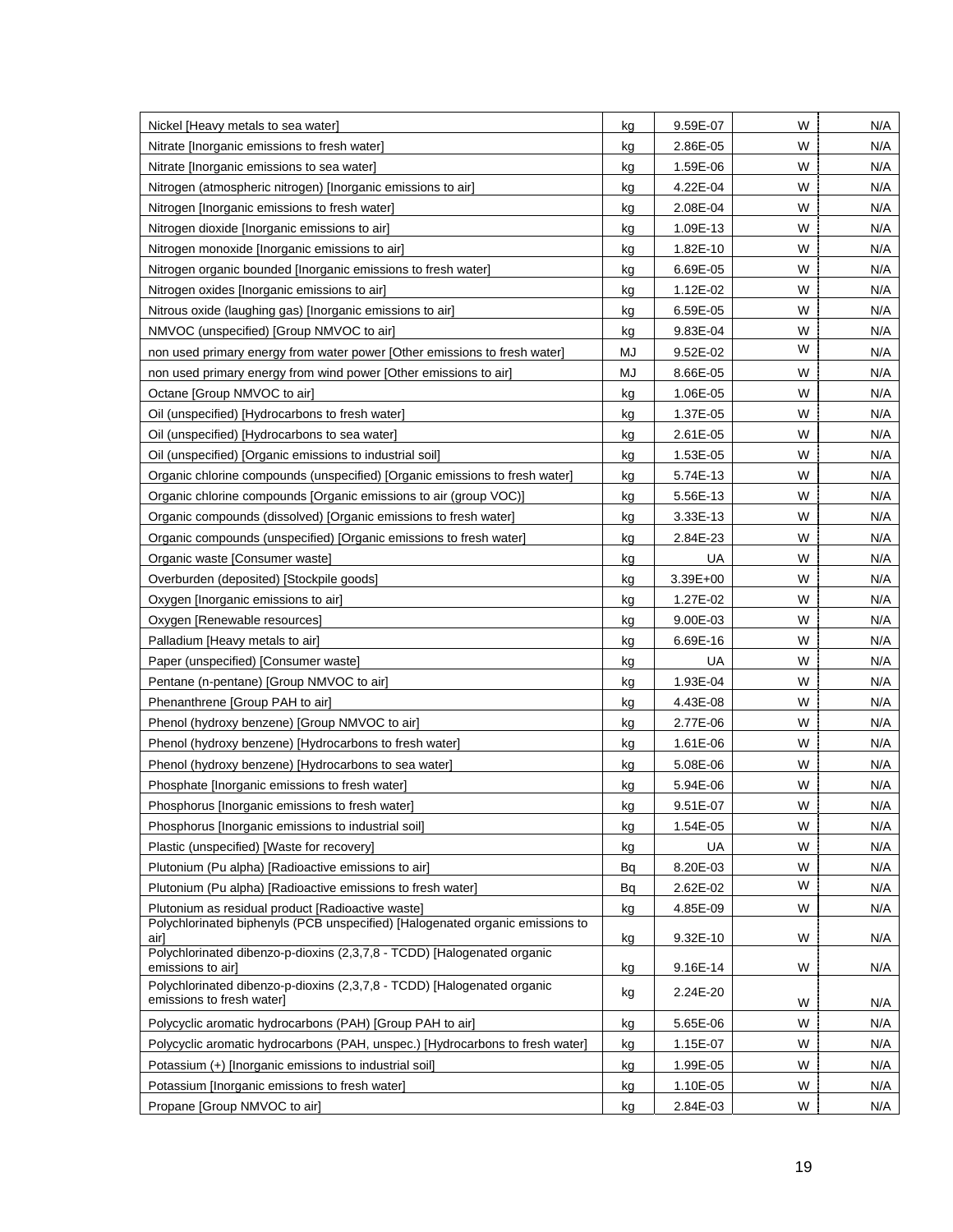| | | | | |
|---|---|---|---|---|
| Nickel [Heavy metals to sea water] | kg | 9.59E-07 | W | N/A |
| Nitrate [Inorganic emissions to fresh water] | kg | 2.86E-05 | W | N/A |
| Nitrate [Inorganic emissions to sea water] | kg | 1.59E-06 | W | N/A |
| Nitrogen (atmospheric nitrogen) [Inorganic emissions to air] | kg | 4.22E-04 | W | N/A |
| Nitrogen [Inorganic emissions to fresh water] | kg | 2.08E-04 | W | N/A |
| Nitrogen dioxide [Inorganic emissions to air] | kg | 1.09E-13 | W | N/A |
| Nitrogen monoxide [Inorganic emissions to air] | kg | 1.82E-10 | W | N/A |
| Nitrogen organic bounded [Inorganic emissions to fresh water] | kg | 6.69E-05 | W | N/A |
| Nitrogen oxides [Inorganic emissions to air] | kg | 1.12E-02 | W | N/A |
| Nitrous oxide (laughing gas) [Inorganic emissions to air] | kg | 6.59E-05 | W | N/A |
| NMVOC (unspecified) [Group NMVOC to air] | kg | 9.83E-04 | W | N/A |
| non used primary energy from water power [Other emissions to fresh water] | MJ | 9.52E-02 | W | N/A |
| non used primary energy from wind power [Other emissions to air] | MJ | 8.66E-05 | W | N/A |
| Octane [Group NMVOC to air] | kg | 1.06E-05 | W | N/A |
| Oil (unspecified) [Hydrocarbons to fresh water] | kg | 1.37E-05 | W | N/A |
| Oil (unspecified) [Hydrocarbons to sea water] | kg | 2.61E-05 | W | N/A |
| Oil (unspecified) [Organic emissions to industrial soil] | kg | 1.53E-05 | W | N/A |
| Organic chlorine compounds (unspecified) [Organic emissions to fresh water] | kg | 5.74E-13 | W | N/A |
| Organic chlorine compounds [Organic emissions to air (group VOC)] | kg | 5.56E-13 | W | N/A |
| Organic compounds (dissolved) [Organic emissions to fresh water] | kg | 3.33E-13 | W | N/A |
| Organic compounds (unspecified) [Organic emissions to fresh water] | kg | 2.84E-23 | W | N/A |
| Organic waste [Consumer waste] | kg | UA | W | N/A |
| Overburden (deposited) [Stockpile goods] | kg | 3.39E+00 | W | N/A |
| Oxygen [Inorganic emissions to air] | kg | 1.27E-02 | W | N/A |
| Oxygen [Renewable resources] | kg | 9.00E-03 | W | N/A |
| Palladium [Heavy metals to air] | kg | 6.69E-16 | W | N/A |
| Paper (unspecified) [Consumer waste] | kg | UA | W | N/A |
| Pentane (n-pentane) [Group NMVOC to air] | kg | 1.93E-04 | W | N/A |
| Phenanthrene [Group PAH to air] | kg | 4.43E-08 | W | N/A |
| Phenol (hydroxy benzene) [Group NMVOC to air] | kg | 2.77E-06 | W | N/A |
| Phenol (hydroxy benzene) [Hydrocarbons to fresh water] | kg | 1.61E-06 | W | N/A |
| Phenol (hydroxy benzene) [Hydrocarbons to sea water] | kg | 5.08E-06 | W | N/A |
| Phosphate [Inorganic emissions to fresh water] | kg | 5.94E-06 | W | N/A |
| Phosphorus [Inorganic emissions to fresh water] | kg | 9.51E-07 | W | N/A |
| Phosphorus [Inorganic emissions to industrial soil] | kg | 1.54E-05 | W | N/A |
| Plastic (unspecified) [Waste for recovery] | kg | UA | W | N/A |
| Plutonium (Pu alpha) [Radioactive emissions to air] | Bq | 8.20E-03 | W | N/A |
| Plutonium (Pu alpha) [Radioactive emissions to fresh water] | Bq | 2.62E-02 | W | N/A |
| Plutonium as residual product [Radioactive waste] | kg | 4.85E-09 | W | N/A |
| Polychlorinated biphenyls (PCB unspecified) [Halogenated organic emissions to air] | kg | 9.32E-10 | W | N/A |
| Polychlorinated dibenzo-p-dioxins (2,3,7,8 - TCDD) [Halogenated organic emissions to air] | kg | 9.16E-14 | W | N/A |
| Polychlorinated dibenzo-p-dioxins (2,3,7,8 - TCDD) [Halogenated organic emissions to fresh water] | kg | 2.24E-20 | W | N/A |
| Polycyclic aromatic hydrocarbons (PAH) [Group PAH to air] | kg | 5.65E-06 | W | N/A |
| Polycyclic aromatic hydrocarbons (PAH, unspec.) [Hydrocarbons to fresh water] | kg | 1.15E-07 | W | N/A |
| Potassium (+) [Inorganic emissions to industrial soil] | kg | 1.99E-05 | W | N/A |
| Potassium [Inorganic emissions to fresh water] | kg | 1.10E-05 | W | N/A |
| Propane [Group NMVOC to air] | kg | 2.84E-03 | W | N/A |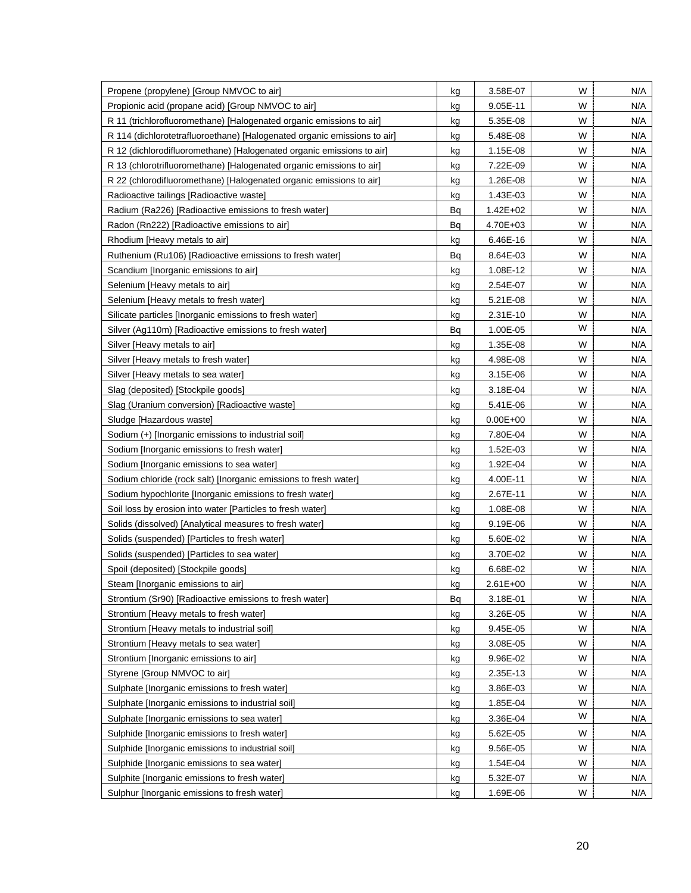| | | | | |
|---|---|---|---|---|
| Propene (propylene) [Group NMVOC to air] | kg | 3.58E-07 | W | N/A |
| Propionic acid (propane acid) [Group NMVOC to air] | kg | 9.05E-11 | W | N/A |
| R 11 (trichlorofluoromethane) [Halogenated organic emissions to air] | kg | 5.35E-08 | W | N/A |
| R 114 (dichlorotetrafluoroethane) [Halogenated organic emissions to air] | kg | 5.48E-08 | W | N/A |
| R 12 (dichlorodifluoromethane) [Halogenated organic emissions to air] | kg | 1.15E-08 | W | N/A |
| R 13 (chlorotrifluoromethane) [Halogenated organic emissions to air] | kg | 7.22E-09 | W | N/A |
| R 22 (chlorodifluoromethane) [Halogenated organic emissions to air] | kg | 1.26E-08 | W | N/A |
| Radioactive tailings [Radioactive waste] | kg | 1.43E-03 | W | N/A |
| Radium (Ra226) [Radioactive emissions to fresh water] | Bq | 1.42E+02 | W | N/A |
| Radon (Rn222) [Radioactive emissions to air] | Bq | 4.70E+03 | W | N/A |
| Rhodium [Heavy metals to air] | kg | 6.46E-16 | W | N/A |
| Ruthenium (Ru106) [Radioactive emissions to fresh water] | Bq | 8.64E-03 | W | N/A |
| Scandium [Inorganic emissions to air] | kg | 1.08E-12 | W | N/A |
| Selenium [Heavy metals to air] | kg | 2.54E-07 | W | N/A |
| Selenium [Heavy metals to fresh water] | kg | 5.21E-08 | W | N/A |
| Silicate particles [Inorganic emissions to fresh water] | kg | 2.31E-10 | W | N/A |
| Silver (Ag110m) [Radioactive emissions to fresh water] | Bq | 1.00E-05 | W | N/A |
| Silver [Heavy metals to air] | kg | 1.35E-08 | W | N/A |
| Silver [Heavy metals to fresh water] | kg | 4.98E-08 | W | N/A |
| Silver [Heavy metals to sea water] | kg | 3.15E-06 | W | N/A |
| Slag (deposited) [Stockpile goods] | kg | 3.18E-04 | W | N/A |
| Slag (Uranium conversion) [Radioactive waste] | kg | 5.41E-06 | W | N/A |
| Sludge [Hazardous waste] | kg | 0.00E+00 | W | N/A |
| Sodium (+) [Inorganic emissions to industrial soil] | kg | 7.80E-04 | W | N/A |
| Sodium [Inorganic emissions to fresh water] | kg | 1.52E-03 | W | N/A |
| Sodium [Inorganic emissions to sea water] | kg | 1.92E-04 | W | N/A |
| Sodium chloride (rock salt) [Inorganic emissions to fresh water] | kg | 4.00E-11 | W | N/A |
| Sodium hypochlorite [Inorganic emissions to fresh water] | kg | 2.67E-11 | W | N/A |
| Soil loss by erosion into water [Particles to fresh water] | kg | 1.08E-08 | W | N/A |
| Solids (dissolved) [Analytical measures to fresh water] | kg | 9.19E-06 | W | N/A |
| Solids (suspended) [Particles to fresh water] | kg | 5.60E-02 | W | N/A |
| Solids (suspended) [Particles to sea water] | kg | 3.70E-02 | W | N/A |
| Spoil (deposited) [Stockpile goods] | kg | 6.68E-02 | W | N/A |
| Steam [Inorganic emissions to air] | kg | 2.61E+00 | W | N/A |
| Strontium (Sr90) [Radioactive emissions to fresh water] | Bq | 3.18E-01 | W | N/A |
| Strontium [Heavy metals to fresh water] | kg | 3.26E-05 | W | N/A |
| Strontium [Heavy metals to industrial soil] | kg | 9.45E-05 | W | N/A |
| Strontium [Heavy metals to sea water] | kg | 3.08E-05 | W | N/A |
| Strontium [Inorganic emissions to air] | kg | 9.96E-02 | W | N/A |
| Styrene [Group NMVOC to air] | kg | 2.35E-13 | W | N/A |
| Sulphate [Inorganic emissions to fresh water] | kg | 3.86E-03 | W | N/A |
| Sulphate [Inorganic emissions to industrial soil] | kg | 1.85E-04 | W | N/A |
| Sulphate [Inorganic emissions to sea water] | kg | 3.36E-04 | W | N/A |
| Sulphide [Inorganic emissions to fresh water] | kg | 5.62E-05 | W | N/A |
| Sulphide [Inorganic emissions to industrial soil] | kg | 9.56E-05 | W | N/A |
| Sulphide [Inorganic emissions to sea water] | kg | 1.54E-04 | W | N/A |
| Sulphite [Inorganic emissions to fresh water] | kg | 5.32E-07 | W | N/A |
| Sulphur [Inorganic emissions to fresh water] | kg | 1.69E-06 | W | N/A |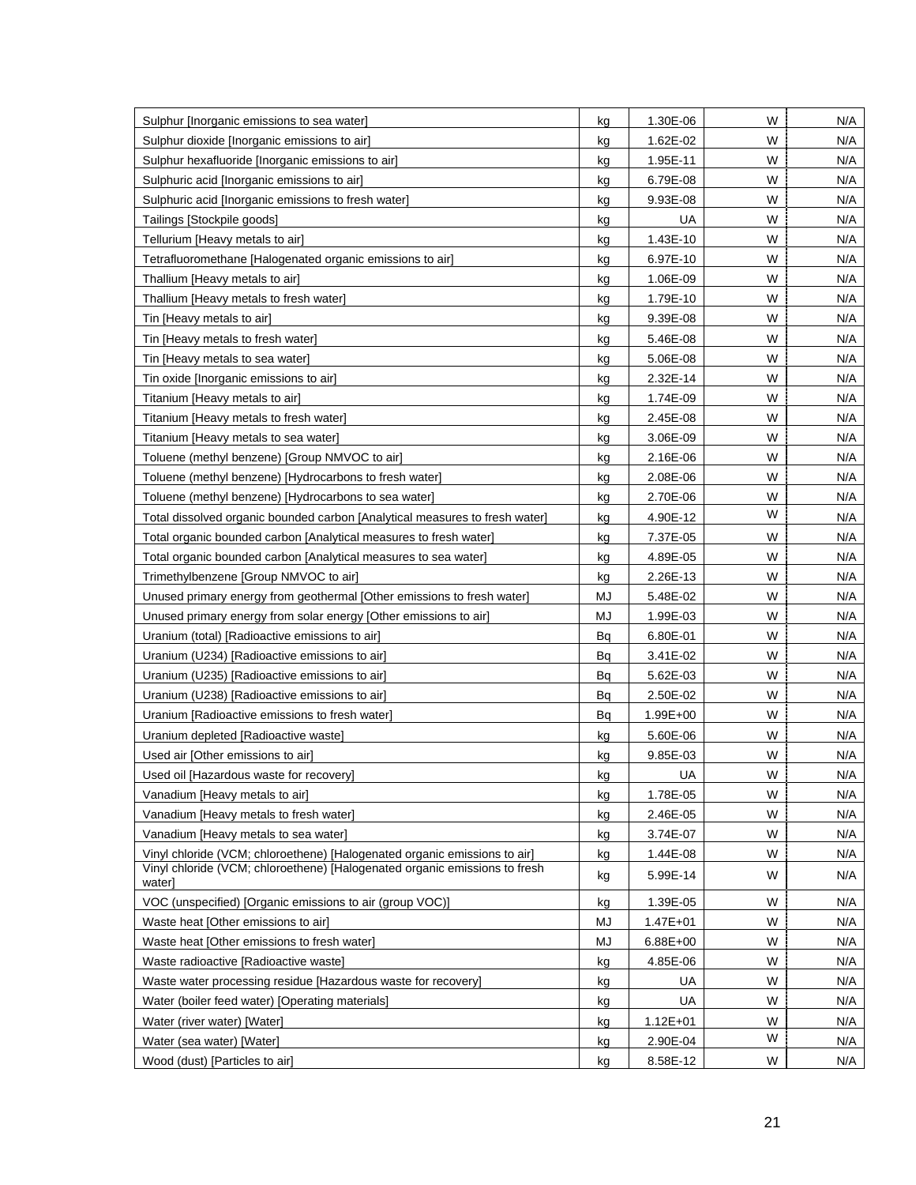| | | | | |
|---|---|---|---|---|
| Sulphur [Inorganic emissions to sea water] | kg | 1.30E-06 | W | N/A |
| Sulphur dioxide [Inorganic emissions to air] | kg | 1.62E-02 | W | N/A |
| Sulphur hexafluoride [Inorganic emissions to air] | kg | 1.95E-11 | W | N/A |
| Sulphuric acid [Inorganic emissions to air] | kg | 6.79E-08 | W | N/A |
| Sulphuric acid [Inorganic emissions to fresh water] | kg | 9.93E-08 | W | N/A |
| Tailings [Stockpile goods] | kg | UA | W | N/A |
| Tellurium [Heavy metals to air] | kg | 1.43E-10 | W | N/A |
| Tetrafluoromethane [Halogenated organic emissions to air] | kg | 6.97E-10 | W | N/A |
| Thallium [Heavy metals to air] | kg | 1.06E-09 | W | N/A |
| Thallium [Heavy metals to fresh water] | kg | 1.79E-10 | W | N/A |
| Tin [Heavy metals to air] | kg | 9.39E-08 | W | N/A |
| Tin [Heavy metals to fresh water] | kg | 5.46E-08 | W | N/A |
| Tin [Heavy metals to sea water] | kg | 5.06E-08 | W | N/A |
| Tin oxide [Inorganic emissions to air] | kg | 2.32E-14 | W | N/A |
| Titanium [Heavy metals to air] | kg | 1.74E-09 | W | N/A |
| Titanium [Heavy metals to fresh water] | kg | 2.45E-08 | W | N/A |
| Titanium [Heavy metals to sea water] | kg | 3.06E-09 | W | N/A |
| Toluene (methyl benzene) [Group NMVOC to air] | kg | 2.16E-06 | W | N/A |
| Toluene (methyl benzene) [Hydrocarbons to fresh water] | kg | 2.08E-06 | W | N/A |
| Toluene (methyl benzene) [Hydrocarbons to sea water] | kg | 2.70E-06 | W | N/A |
| Total dissolved organic bounded carbon [Analytical measures to fresh water] | kg | 4.90E-12 | W | N/A |
| Total organic bounded carbon [Analytical measures to fresh water] | kg | 7.37E-05 | W | N/A |
| Total organic bounded carbon [Analytical measures to sea water] | kg | 4.89E-05 | W | N/A |
| Trimethylbenzene [Group NMVOC to air] | kg | 2.26E-13 | W | N/A |
| Unused primary energy from geothermal [Other emissions to fresh water] | MJ | 5.48E-02 | W | N/A |
| Unused primary energy from solar energy [Other emissions to air] | MJ | 1.99E-03 | W | N/A |
| Uranium (total) [Radioactive emissions to air] | Bq | 6.80E-01 | W | N/A |
| Uranium (U234) [Radioactive emissions to air] | Bq | 3.41E-02 | W | N/A |
| Uranium (U235) [Radioactive emissions to air] | Bq | 5.62E-03 | W | N/A |
| Uranium (U238) [Radioactive emissions to air] | Bq | 2.50E-02 | W | N/A |
| Uranium [Radioactive emissions to fresh water] | Bq | 1.99E+00 | W | N/A |
| Uranium depleted [Radioactive waste] | kg | 5.60E-06 | W | N/A |
| Used air [Other emissions to air] | kg | 9.85E-03 | W | N/A |
| Used oil [Hazardous waste for recovery] | kg | UA | W | N/A |
| Vanadium [Heavy metals to air] | kg | 1.78E-05 | W | N/A |
| Vanadium [Heavy metals to fresh water] | kg | 2.46E-05 | W | N/A |
| Vanadium [Heavy metals to sea water] | kg | 3.74E-07 | W | N/A |
| Vinyl chloride (VCM; chloroethene) [Halogenated organic emissions to air] | kg | 1.44E-08 | W | N/A |
| Vinyl chloride (VCM; chloroethene) [Halogenated organic emissions to fresh water] | kg | 5.99E-14 | W | N/A |
| VOC (unspecified) [Organic emissions to air (group VOC)] | kg | 1.39E-05 | W | N/A |
| Waste heat [Other emissions to air] | MJ | 1.47E+01 | W | N/A |
| Waste heat [Other emissions to fresh water] | MJ | 6.88E+00 | W | N/A |
| Waste radioactive [Radioactive waste] | kg | 4.85E-06 | W | N/A |
| Waste water processing residue [Hazardous waste for recovery] | kg | UA | W | N/A |
| Water (boiler feed water) [Operating materials] | kg | UA | W | N/A |
| Water (river water) [Water] | kg | 1.12E+01 | W | N/A |
| Water (sea water) [Water] | kg | 2.90E-04 | W | N/A |
| Wood (dust) [Particles to air] | kg | 8.58E-12 | W | N/A |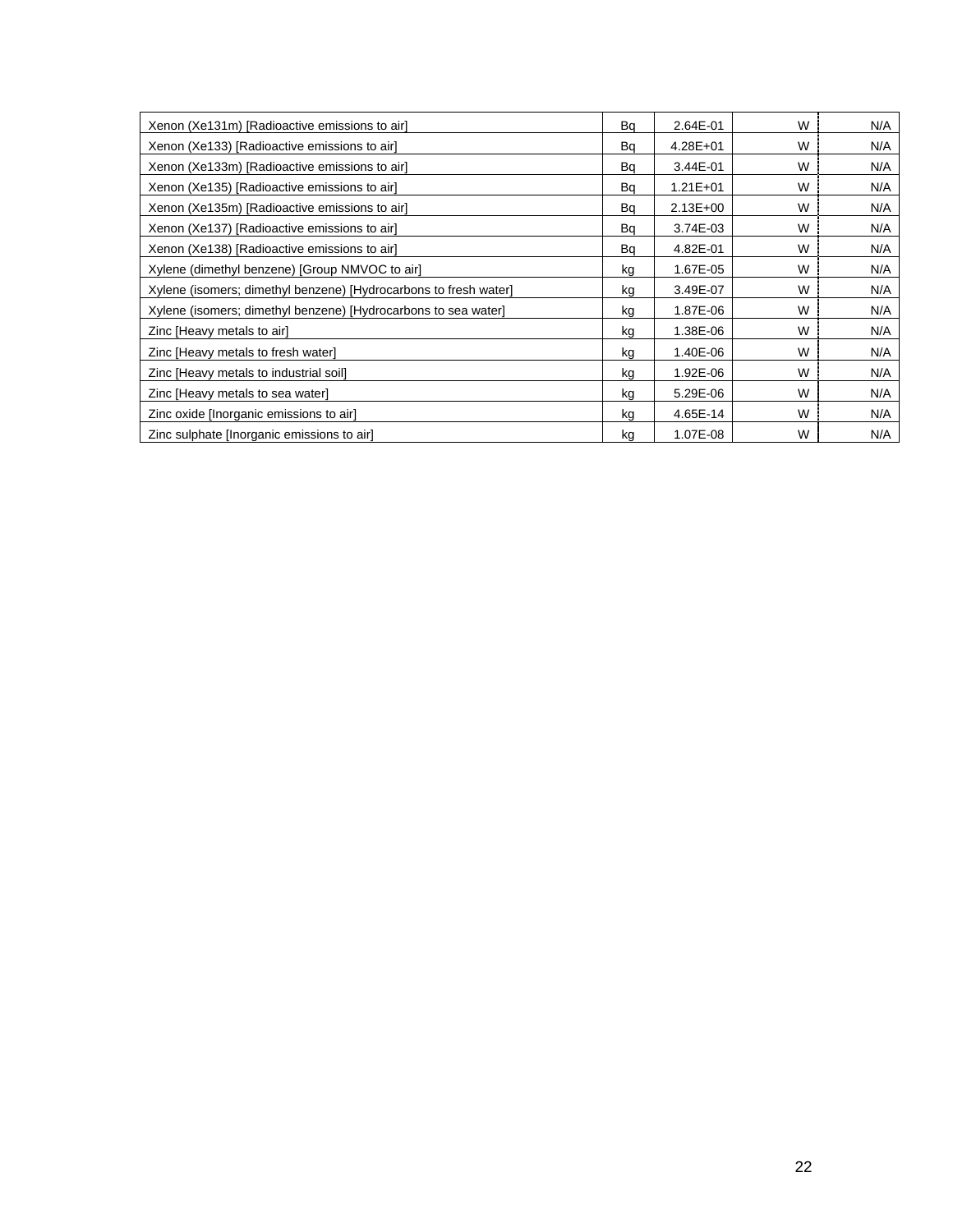| | | | | |
|---|---|---|---|---|
| Xenon (Xe131m) [Radioactive emissions to air] | Bq | 2.64E-01 | W | N/A |
| Xenon (Xe133) [Radioactive emissions to air] | Bq | 4.28E+01 | W | N/A |
| Xenon (Xe133m) [Radioactive emissions to air] | Bq | 3.44E-01 | W | N/A |
| Xenon (Xe135) [Radioactive emissions to air] | Bq | 1.21E+01 | W | N/A |
| Xenon (Xe135m) [Radioactive emissions to air] | Bq | 2.13E+00 | W | N/A |
| Xenon (Xe137) [Radioactive emissions to air] | Bq | 3.74E-03 | W | N/A |
| Xenon (Xe138) [Radioactive emissions to air] | Bq | 4.82E-01 | W | N/A |
| Xylene (dimethyl benzene) [Group NMVOC to air] | kg | 1.67E-05 | W | N/A |
| Xylene (isomers; dimethyl benzene) [Hydrocarbons to fresh water] | kg | 3.49E-07 | W | N/A |
| Xylene (isomers; dimethyl benzene) [Hydrocarbons to sea water] | kg | 1.87E-06 | W | N/A |
| Zinc [Heavy metals to air] | kg | 1.38E-06 | W | N/A |
| Zinc [Heavy metals to fresh water] | kg | 1.40E-06 | W | N/A |
| Zinc [Heavy metals to industrial soil] | kg | 1.92E-06 | W | N/A |
| Zinc [Heavy metals to sea water] | kg | 5.29E-06 | W | N/A |
| Zinc oxide [Inorganic emissions to air] | kg | 4.65E-14 | W | N/A |
| Zinc sulphate [Inorganic emissions to air] | kg | 1.07E-08 | W | N/A |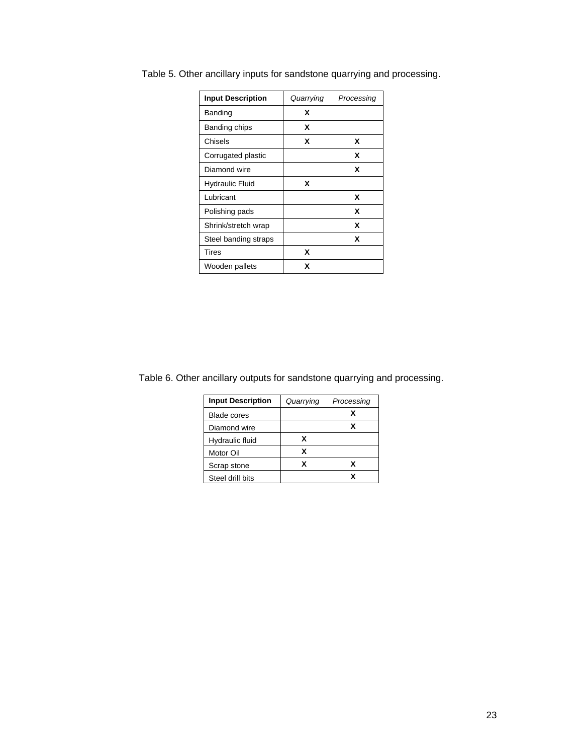Table 5. Other ancillary inputs for sandstone quarrying and processing.

| **Input Description** | *Quarrying* | *Processing* |
|---|---|---|
| Banding | **X** | |
| Banding chips | **X** | |
| Chisels | **X** | **X** |
| Corrugated plastic | | **X** |
| Diamond wire | | **X** |
| Hydraulic Fluid | **X** | |
| Lubricant | | **X** |
| Polishing pads | | **X** |
| Shrink/stretch wrap | | **X** |
| Steel banding straps | | **X** |
| Tires | **X** | |
| Wooden pallets | **X** | |

Table 6. Other ancillary outputs for sandstone quarrying and processing.

| **Input Description** | *Quarrying* | *Processing* |
|---|---|---|
| Blade cores | | **X** |
| Diamond wire | | **X** |
| Hydraulic fluid | **X** | |
| Motor Oil | **X** | |
| Scrap stone | **X** | **X** |
| Steel drill bits | | **X** |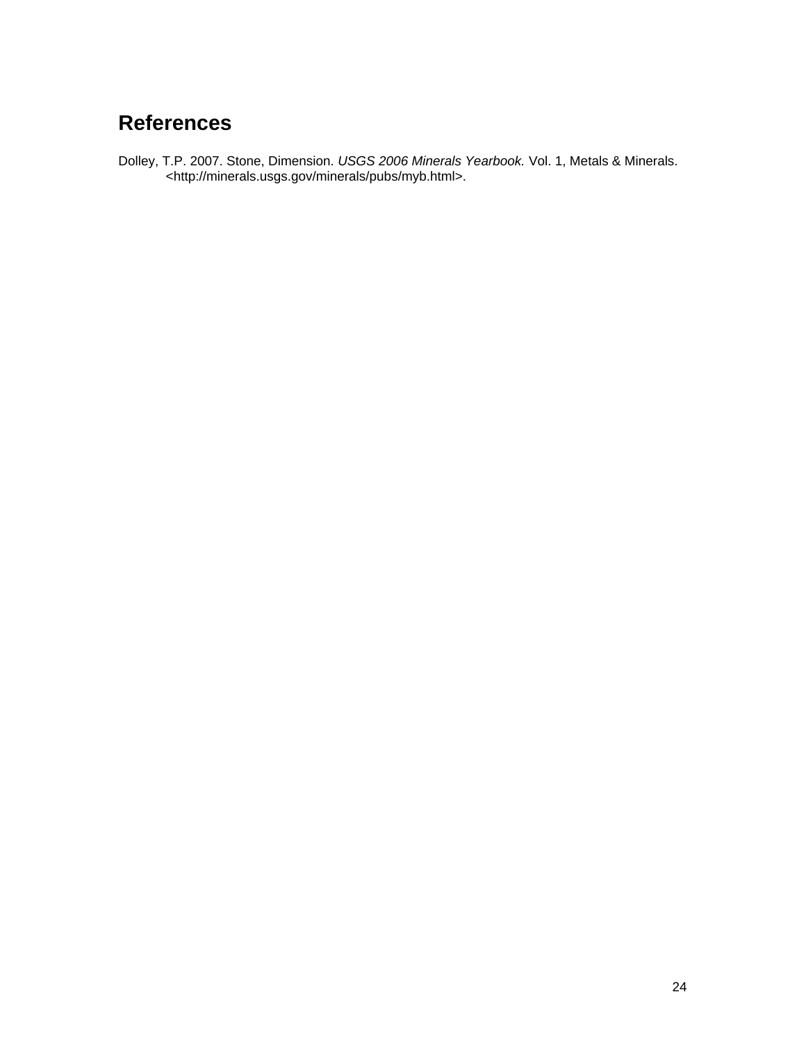## References

Dolley, T.P. 2007. Stone, Dimension. *USGS 2006 Minerals Yearbook.* Vol. 1, Metals & Minerals. <http://minerals.usgs.gov/minerals/pubs/myb.html>.